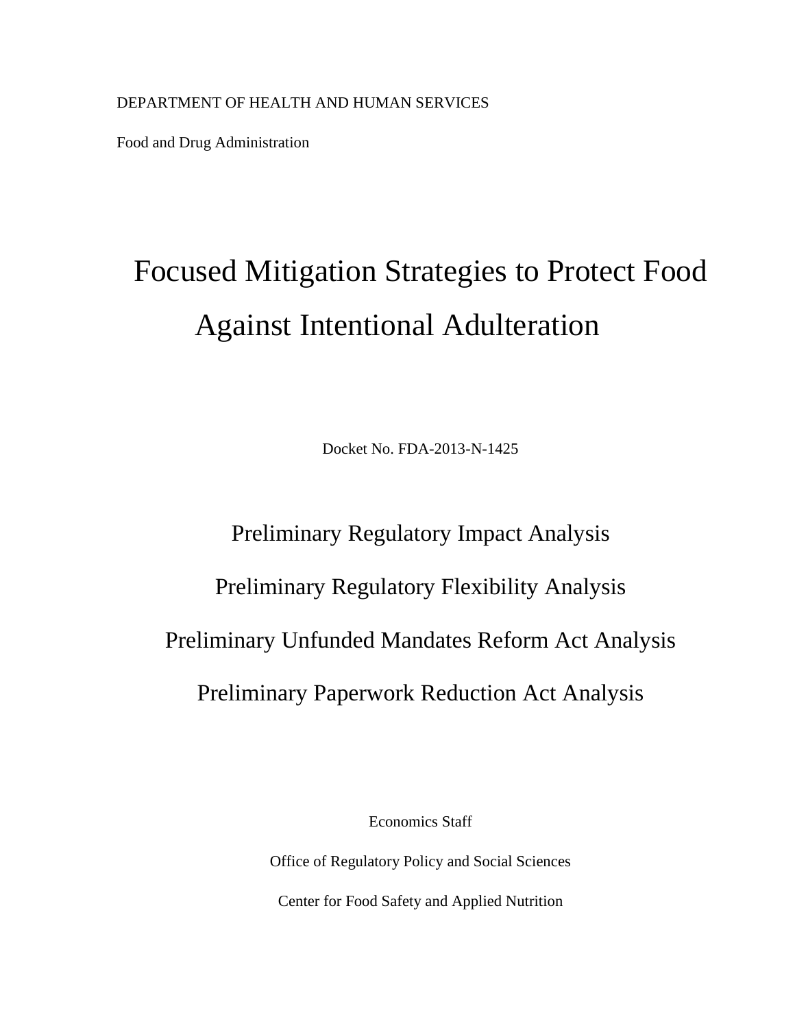DEPARTMENT OF HEALTH AND HUMAN SERVICES

Food and Drug Administration

# Focused Mitigation Strategies to Protect Food Against Intentional Adulteration

Docket No. FDA-2013-N-1425

## Preliminary Regulatory Impact Analysis

## Preliminary Regulatory Flexibility Analysis

## Preliminary Unfunded Mandates Reform Act Analysis

## Preliminary Paperwork Reduction Act Analysis

Economics Staff

Office of Regulatory Policy and Social Sciences

Center for Food Safety and Applied Nutrition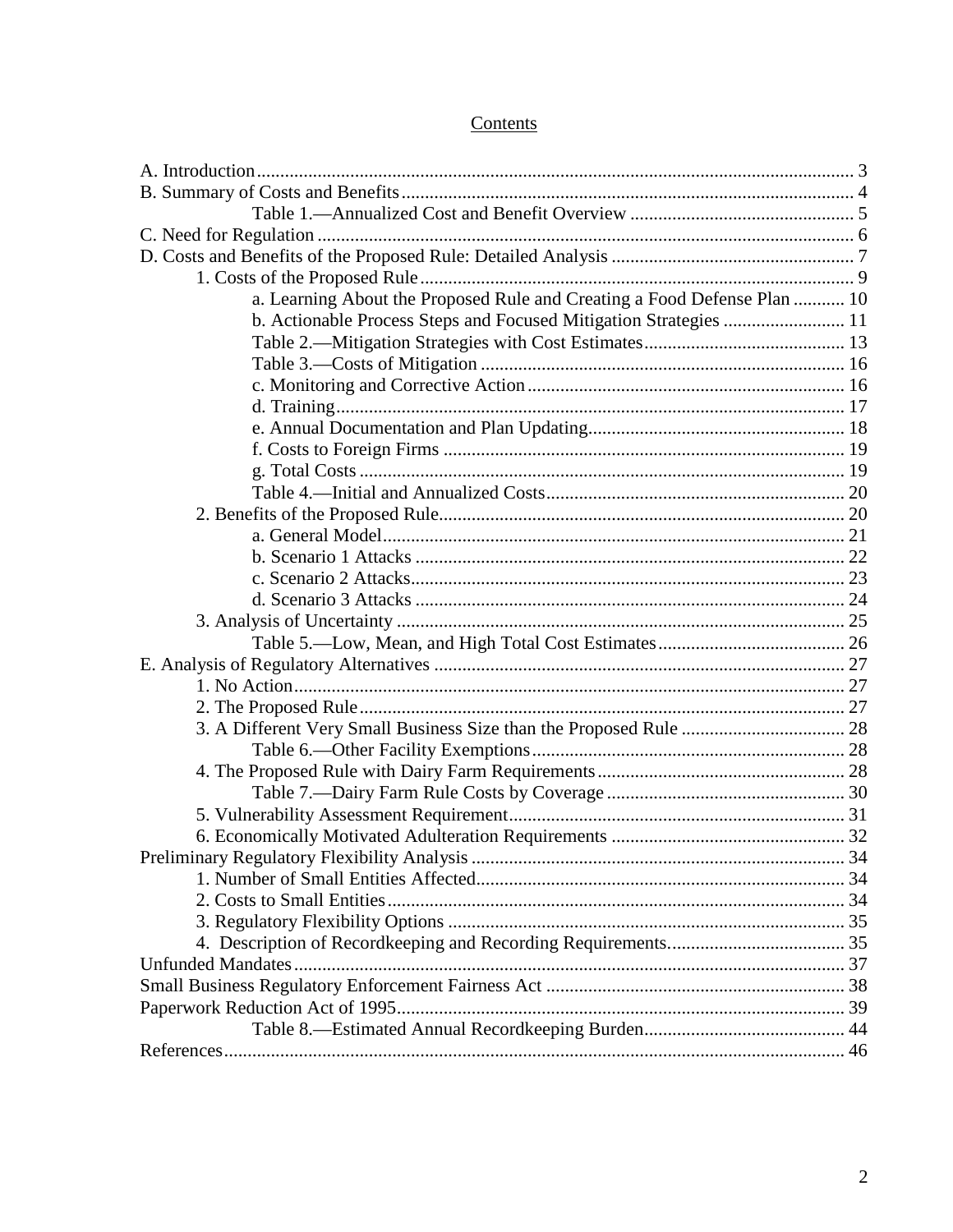# Contents

A. Introduction ..... 3
B. Summary of Costs and Benefits ..... 4
 Table 1.—Annualized Cost and Benefit Overview ..... 5
C. Need for Regulation ..... 6
D. Costs and Benefits of the Proposed Rule: Detailed Analysis ..... 7
 1. Costs of the Proposed Rule ..... 9
  a. Learning About the Proposed Rule and Creating a Food Defense Plan ..... 10
  b. Actionable Process Steps and Focused Mitigation Strategies ..... 11
  Table 2.—Mitigation Strategies with Cost Estimates ..... 13
  Table 3.—Costs of Mitigation ..... 16
  c. Monitoring and Corrective Action ..... 16
  d. Training ..... 17
  e. Annual Documentation and Plan Updating ..... 18
  f. Costs to Foreign Firms ..... 19
  g. Total Costs ..... 19
  Table 4.—Initial and Annualized Costs ..... 20
 2. Benefits of the Proposed Rule ..... 20
  a. General Model ..... 21
  b. Scenario 1 Attacks ..... 22
  c. Scenario 2 Attacks ..... 23
  d. Scenario 3 Attacks ..... 24
 3. Analysis of Uncertainty ..... 25
  Table 5.—Low, Mean, and High Total Cost Estimates ..... 26
E. Analysis of Regulatory Alternatives ..... 27
 1. No Action ..... 27
 2. The Proposed Rule ..... 27
 3. A Different Very Small Business Size than the Proposed Rule ..... 28
  Table 6.—Other Facility Exemptions ..... 28
 4. The Proposed Rule with Dairy Farm Requirements ..... 28
  Table 7.—Dairy Farm Rule Costs by Coverage ..... 30
 5. Vulnerability Assessment Requirement ..... 31
 6. Economically Motivated Adulteration Requirements ..... 32
Preliminary Regulatory Flexibility Analysis ..... 34
 1. Number of Small Entities Affected ..... 34
 2. Costs to Small Entities ..... 34
 3. Regulatory Flexibility Options ..... 35
 4. Description of Recordkeeping and Recording Requirements ..... 35
Unfunded Mandates ..... 37
Small Business Regulatory Enforcement Fairness Act ..... 38
Paperwork Reduction Act of 1995 ..... 39
  Table 8.—Estimated Annual Recordkeeping Burden ..... 44
References ..... 46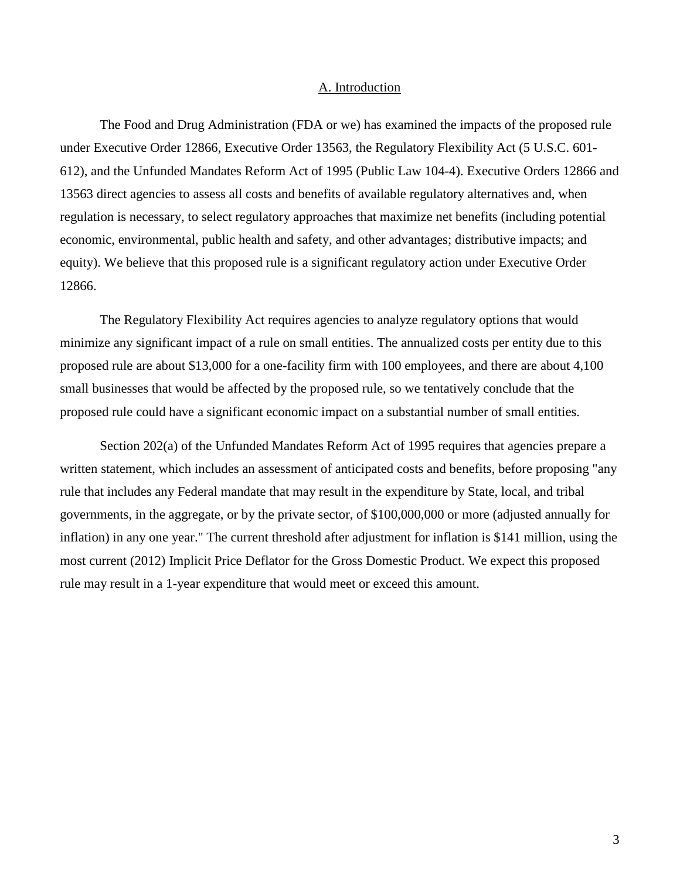## A. Introduction

The Food and Drug Administration (FDA or we) has examined the impacts of the proposed rule under Executive Order 12866, Executive Order 13563, the Regulatory Flexibility Act (5 U.S.C. 601-612), and the Unfunded Mandates Reform Act of 1995 (Public Law 104-4). Executive Orders 12866 and 13563 direct agencies to assess all costs and benefits of available regulatory alternatives and, when regulation is necessary, to select regulatory approaches that maximize net benefits (including potential economic, environmental, public health and safety, and other advantages; distributive impacts; and equity). We believe that this proposed rule is a significant regulatory action under Executive Order 12866.

The Regulatory Flexibility Act requires agencies to analyze regulatory options that would minimize any significant impact of a rule on small entities. The annualized costs per entity due to this proposed rule are about $13,000 for a one-facility firm with 100 employees, and there are about 4,100 small businesses that would be affected by the proposed rule, so we tentatively conclude that the proposed rule could have a significant economic impact on a substantial number of small entities.

Section 202(a) of the Unfunded Mandates Reform Act of 1995 requires that agencies prepare a written statement, which includes an assessment of anticipated costs and benefits, before proposing "any rule that includes any Federal mandate that may result in the expenditure by State, local, and tribal governments, in the aggregate, or by the private sector, of $100,000,000 or more (adjusted annually for inflation) in any one year." The current threshold after adjustment for inflation is $141 million, using the most current (2012) Implicit Price Deflator for the Gross Domestic Product. We expect this proposed rule may result in a 1-year expenditure that would meet or exceed this amount.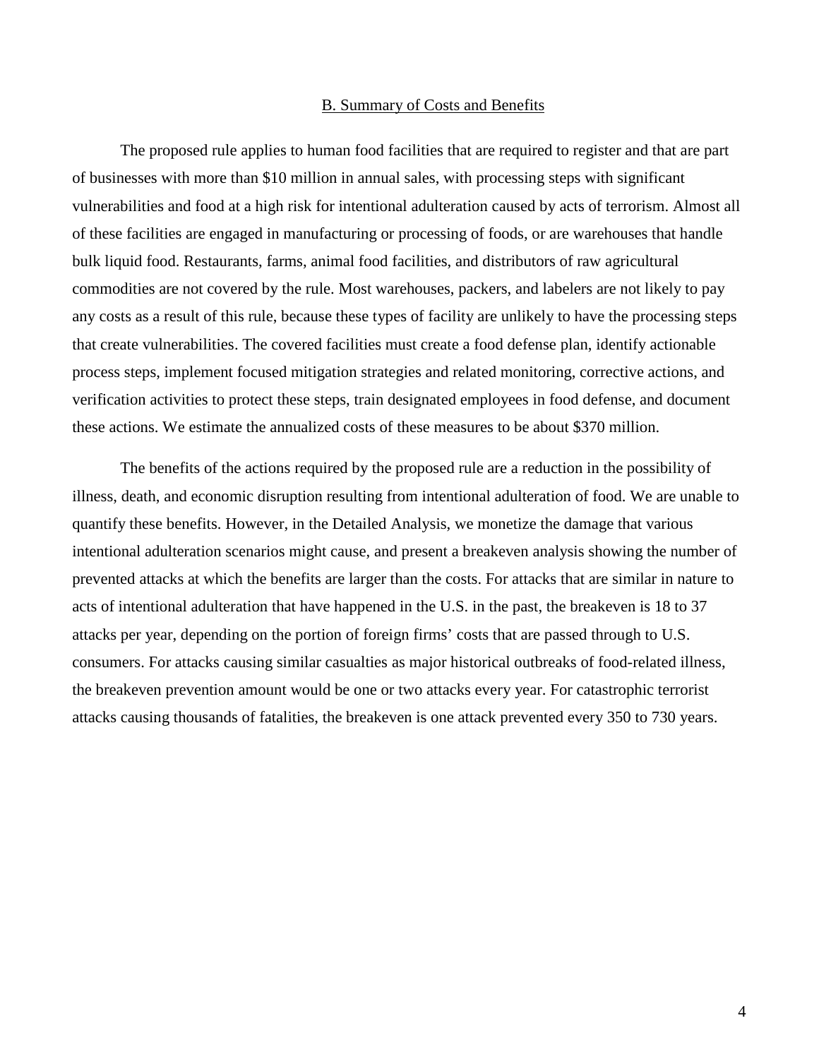## B. Summary of Costs and Benefits

The proposed rule applies to human food facilities that are required to register and that are part of businesses with more than $10 million in annual sales, with processing steps with significant vulnerabilities and food at a high risk for intentional adulteration caused by acts of terrorism. Almost all of these facilities are engaged in manufacturing or processing of foods, or are warehouses that handle bulk liquid food. Restaurants, farms, animal food facilities, and distributors of raw agricultural commodities are not covered by the rule. Most warehouses, packers, and labelers are not likely to pay any costs as a result of this rule, because these types of facility are unlikely to have the processing steps that create vulnerabilities. The covered facilities must create a food defense plan, identify actionable process steps, implement focused mitigation strategies and related monitoring, corrective actions, and verification activities to protect these steps, train designated employees in food defense, and document these actions. We estimate the annualized costs of these measures to be about $370 million.

The benefits of the actions required by the proposed rule are a reduction in the possibility of illness, death, and economic disruption resulting from intentional adulteration of food. We are unable to quantify these benefits. However, in the Detailed Analysis, we monetize the damage that various intentional adulteration scenarios might cause, and present a breakeven analysis showing the number of prevented attacks at which the benefits are larger than the costs. For attacks that are similar in nature to acts of intentional adulteration that have happened in the U.S. in the past, the breakeven is 18 to 37 attacks per year, depending on the portion of foreign firms' costs that are passed through to U.S. consumers. For attacks causing similar casualties as major historical outbreaks of food-related illness, the breakeven prevention amount would be one or two attacks every year. For catastrophic terrorist attacks causing thousands of fatalities, the breakeven is one attack prevented every 350 to 730 years.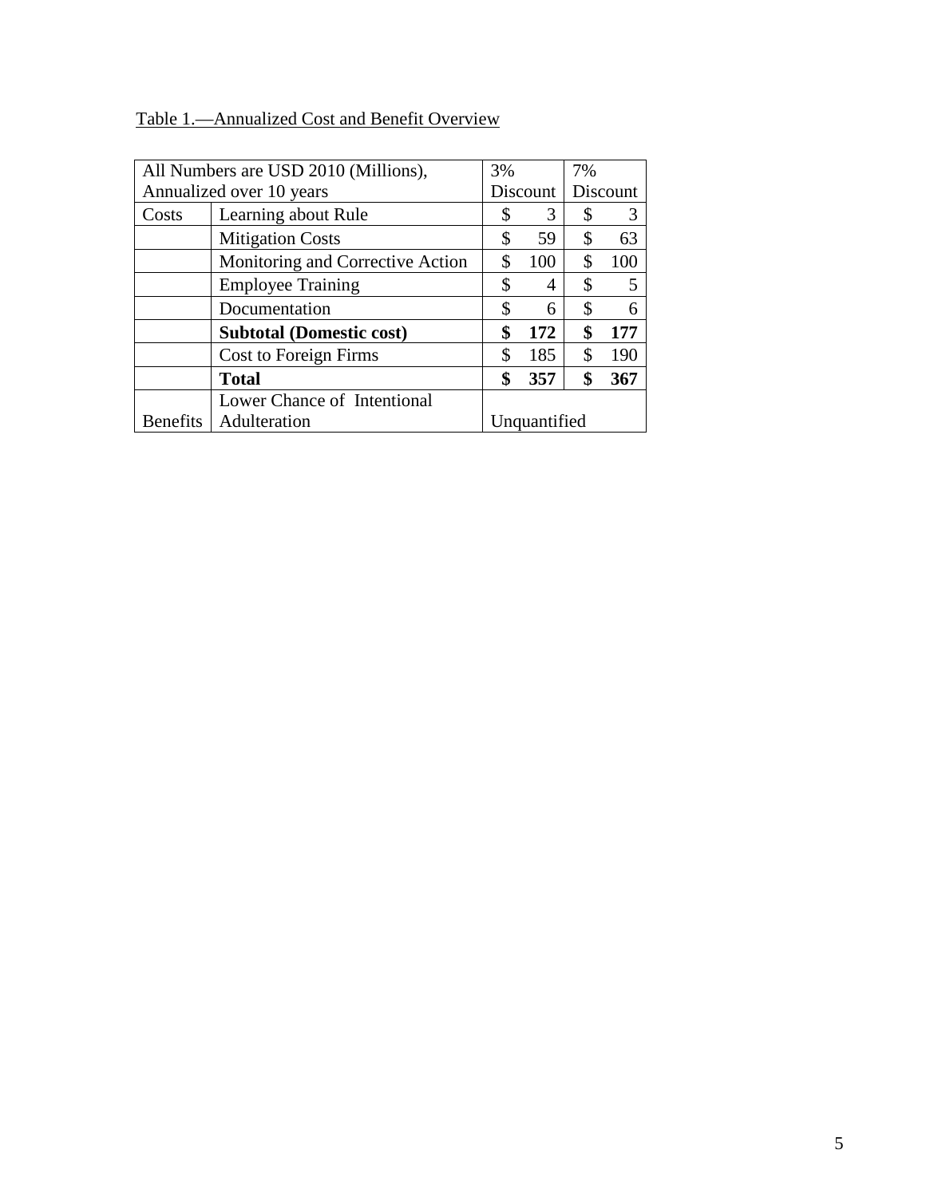Table 1.—Annualized Cost and Benefit Overview

| All Numbers are USD 2010 (Millions), Annualized over 10 years | | 3% Discount | 7% Discount |
|---|---|---|---|
| Costs | Learning about Rule | $ 3 | $ 3 |
| | Mitigation Costs | $ 59 | $ 63 |
| | Monitoring and Corrective Action | $ 100 | $ 100 |
| | Employee Training | $ 4 | $ 5 |
| | Documentation | $ 6 | $ 6 |
| | **Subtotal (Domestic cost)** | **$ 172** | **$ 177** |
| | Cost to Foreign Firms | $ 185 | $ 190 |
| | **Total** | **$ 357** | **$ 367** |
| Benefits | Lower Chance of Intentional Adulteration | Unquantified | |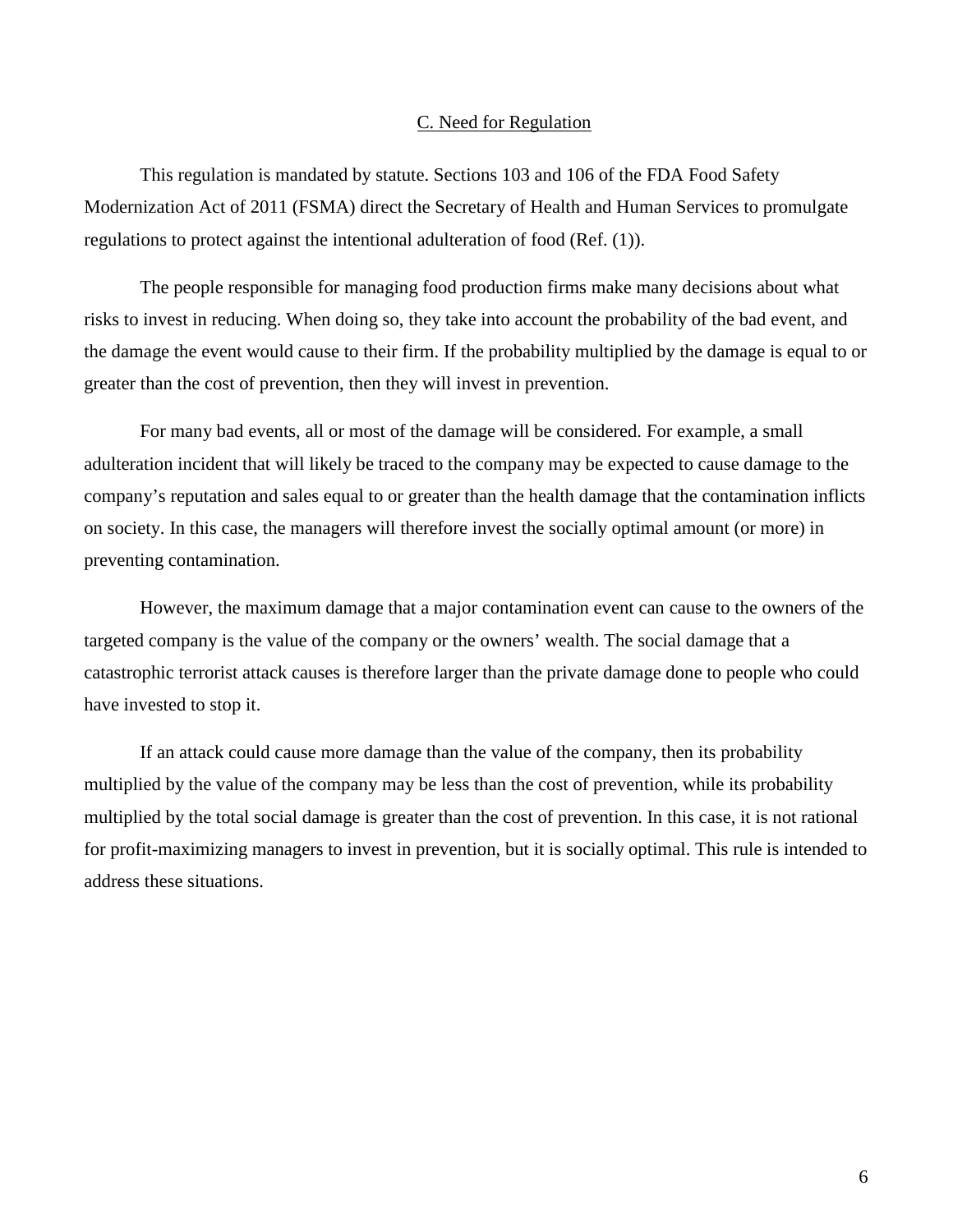## C. Need for Regulation

This regulation is mandated by statute. Sections 103 and 106 of the FDA Food Safety Modernization Act of 2011 (FSMA) direct the Secretary of Health and Human Services to promulgate regulations to protect against the intentional adulteration of food (Ref. (1)).

The people responsible for managing food production firms make many decisions about what risks to invest in reducing. When doing so, they take into account the probability of the bad event, and the damage the event would cause to their firm. If the probability multiplied by the damage is equal to or greater than the cost of prevention, then they will invest in prevention.

For many bad events, all or most of the damage will be considered. For example, a small adulteration incident that will likely be traced to the company may be expected to cause damage to the company's reputation and sales equal to or greater than the health damage that the contamination inflicts on society. In this case, the managers will therefore invest the socially optimal amount (or more) in preventing contamination.

However, the maximum damage that a major contamination event can cause to the owners of the targeted company is the value of the company or the owners' wealth. The social damage that a catastrophic terrorist attack causes is therefore larger than the private damage done to people who could have invested to stop it.

If an attack could cause more damage than the value of the company, then its probability multiplied by the value of the company may be less than the cost of prevention, while its probability multiplied by the total social damage is greater than the cost of prevention. In this case, it is not rational for profit-maximizing managers to invest in prevention, but it is socially optimal. This rule is intended to address these situations.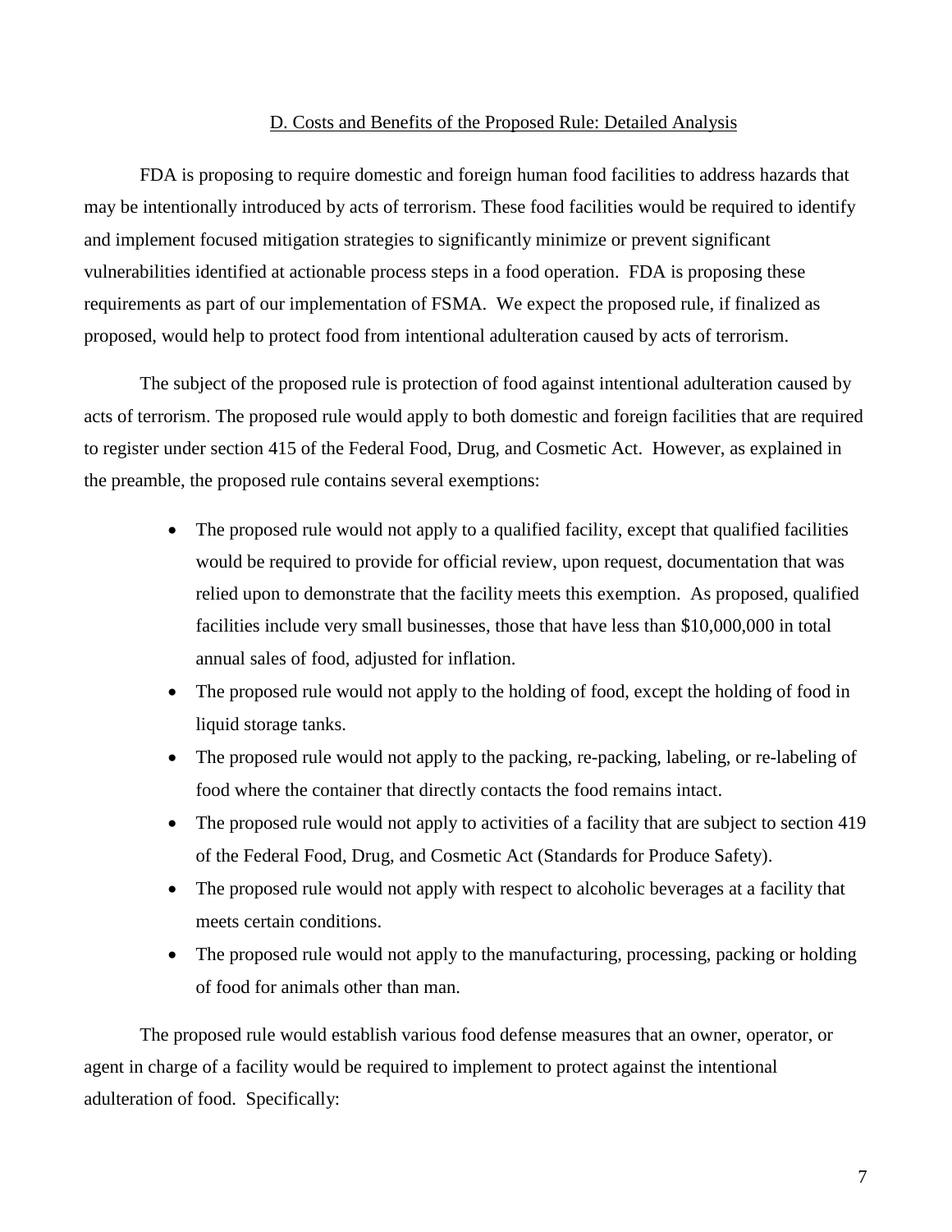## D. Costs and Benefits of the Proposed Rule: Detailed Analysis

FDA is proposing to require domestic and foreign human food facilities to address hazards that may be intentionally introduced by acts of terrorism. These food facilities would be required to identify and implement focused mitigation strategies to significantly minimize or prevent significant vulnerabilities identified at actionable process steps in a food operation. FDA is proposing these requirements as part of our implementation of FSMA. We expect the proposed rule, if finalized as proposed, would help to protect food from intentional adulteration caused by acts of terrorism.

The subject of the proposed rule is protection of food against intentional adulteration caused by acts of terrorism. The proposed rule would apply to both domestic and foreign facilities that are required to register under section 415 of the Federal Food, Drug, and Cosmetic Act. However, as explained in the preamble, the proposed rule contains several exemptions:

- The proposed rule would not apply to a qualified facility, except that qualified facilities would be required to provide for official review, upon request, documentation that was relied upon to demonstrate that the facility meets this exemption. As proposed, qualified facilities include very small businesses, those that have less than $10,000,000 in total annual sales of food, adjusted for inflation.
- The proposed rule would not apply to the holding of food, except the holding of food in liquid storage tanks.
- The proposed rule would not apply to the packing, re-packing, labeling, or re-labeling of food where the container that directly contacts the food remains intact.
- The proposed rule would not apply to activities of a facility that are subject to section 419 of the Federal Food, Drug, and Cosmetic Act (Standards for Produce Safety).
- The proposed rule would not apply with respect to alcoholic beverages at a facility that meets certain conditions.
- The proposed rule would not apply to the manufacturing, processing, packing or holding of food for animals other than man.

The proposed rule would establish various food defense measures that an owner, operator, or agent in charge of a facility would be required to implement to protect against the intentional adulteration of food. Specifically: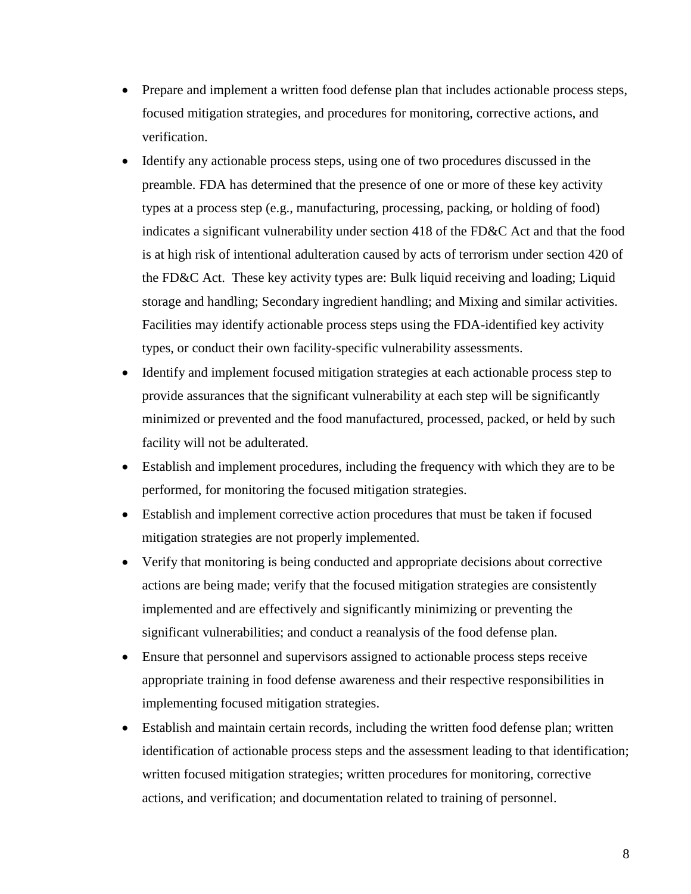- Prepare and implement a written food defense plan that includes actionable process steps, focused mitigation strategies, and procedures for monitoring, corrective actions, and verification.
- Identify any actionable process steps, using one of two procedures discussed in the preamble. FDA has determined that the presence of one or more of these key activity types at a process step (e.g., manufacturing, processing, packing, or holding of food) indicates a significant vulnerability under section 418 of the FD&C Act and that the food is at high risk of intentional adulteration caused by acts of terrorism under section 420 of the FD&C Act. These key activity types are: Bulk liquid receiving and loading; Liquid storage and handling; Secondary ingredient handling; and Mixing and similar activities. Facilities may identify actionable process steps using the FDA-identified key activity types, or conduct their own facility-specific vulnerability assessments.
- Identify and implement focused mitigation strategies at each actionable process step to provide assurances that the significant vulnerability at each step will be significantly minimized or prevented and the food manufactured, processed, packed, or held by such facility will not be adulterated.
- Establish and implement procedures, including the frequency with which they are to be performed, for monitoring the focused mitigation strategies.
- Establish and implement corrective action procedures that must be taken if focused mitigation strategies are not properly implemented.
- Verify that monitoring is being conducted and appropriate decisions about corrective actions are being made; verify that the focused mitigation strategies are consistently implemented and are effectively and significantly minimizing or preventing the significant vulnerabilities; and conduct a reanalysis of the food defense plan.
- Ensure that personnel and supervisors assigned to actionable process steps receive appropriate training in food defense awareness and their respective responsibilities in implementing focused mitigation strategies.
- Establish and maintain certain records, including the written food defense plan; written identification of actionable process steps and the assessment leading to that identification; written focused mitigation strategies; written procedures for monitoring, corrective actions, and verification; and documentation related to training of personnel.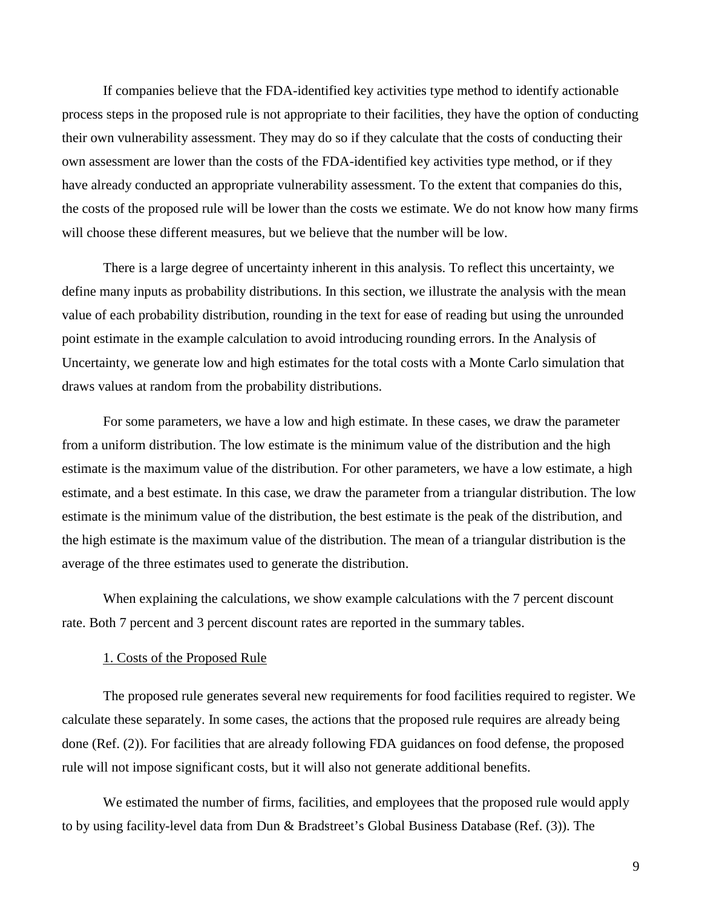If companies believe that the FDA-identified key activities type method to identify actionable process steps in the proposed rule is not appropriate to their facilities, they have the option of conducting their own vulnerability assessment. They may do so if they calculate that the costs of conducting their own assessment are lower than the costs of the FDA-identified key activities type method, or if they have already conducted an appropriate vulnerability assessment. To the extent that companies do this, the costs of the proposed rule will be lower than the costs we estimate. We do not know how many firms will choose these different measures, but we believe that the number will be low.

There is a large degree of uncertainty inherent in this analysis. To reflect this uncertainty, we define many inputs as probability distributions. In this section, we illustrate the analysis with the mean value of each probability distribution, rounding in the text for ease of reading but using the unrounded point estimate in the example calculation to avoid introducing rounding errors. In the Analysis of Uncertainty, we generate low and high estimates for the total costs with a Monte Carlo simulation that draws values at random from the probability distributions.

For some parameters, we have a low and high estimate. In these cases, we draw the parameter from a uniform distribution. The low estimate is the minimum value of the distribution and the high estimate is the maximum value of the distribution. For other parameters, we have a low estimate, a high estimate, and a best estimate. In this case, we draw the parameter from a triangular distribution. The low estimate is the minimum value of the distribution, the best estimate is the peak of the distribution, and the high estimate is the maximum value of the distribution. The mean of a triangular distribution is the average of the three estimates used to generate the distribution.

When explaining the calculations, we show example calculations with the 7 percent discount rate. Both 7 percent and 3 percent discount rates are reported in the summary tables.

### 1. Costs of the Proposed Rule

The proposed rule generates several new requirements for food facilities required to register. We calculate these separately. In some cases, the actions that the proposed rule requires are already being done (Ref. (2)). For facilities that are already following FDA guidances on food defense, the proposed rule will not impose significant costs, but it will also not generate additional benefits.

We estimated the number of firms, facilities, and employees that the proposed rule would apply to by using facility-level data from Dun & Bradstreet's Global Business Database (Ref. (3)). The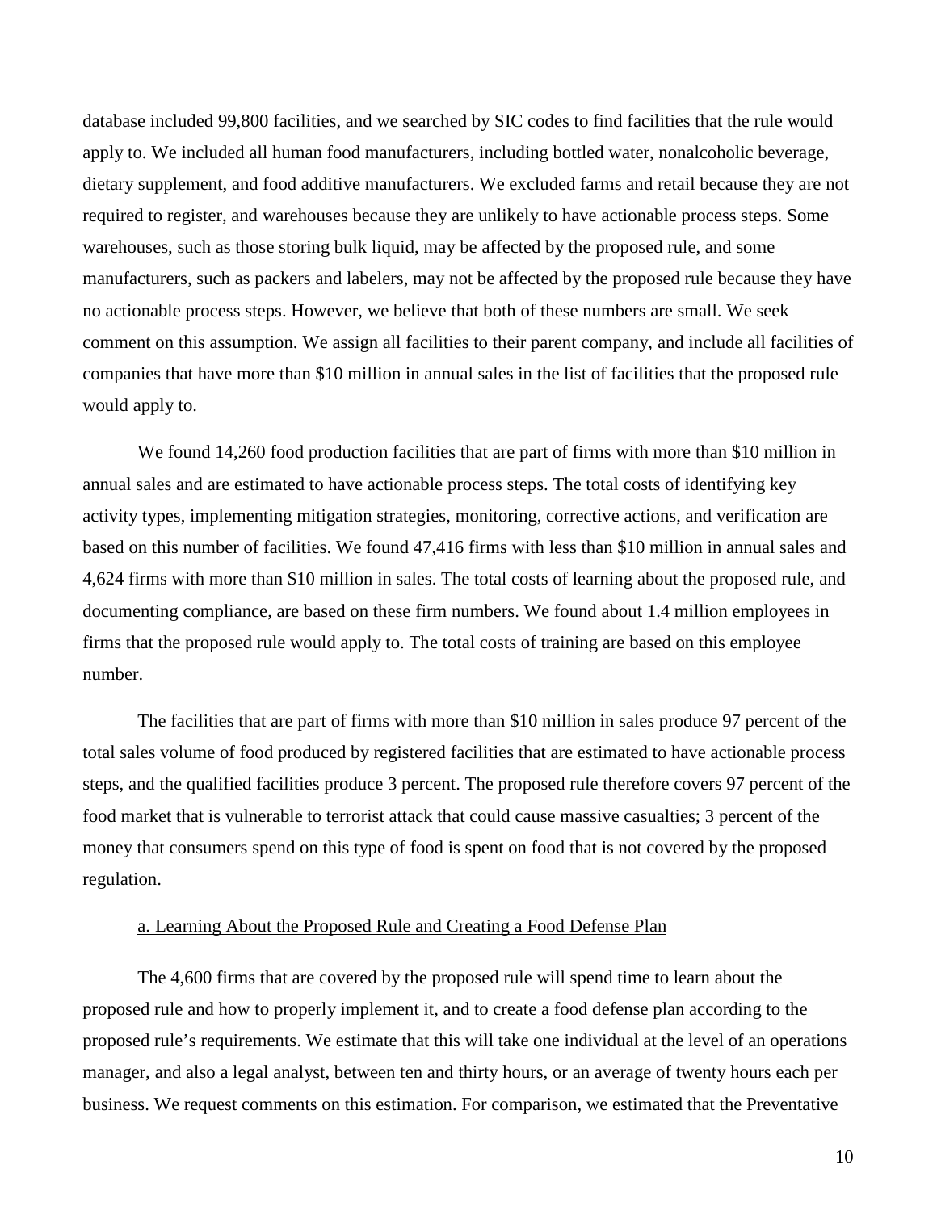database included 99,800 facilities, and we searched by SIC codes to find facilities that the rule would apply to. We included all human food manufacturers, including bottled water, nonalcoholic beverage, dietary supplement, and food additive manufacturers. We excluded farms and retail because they are not required to register, and warehouses because they are unlikely to have actionable process steps. Some warehouses, such as those storing bulk liquid, may be affected by the proposed rule, and some manufacturers, such as packers and labelers, may not be affected by the proposed rule because they have no actionable process steps. However, we believe that both of these numbers are small. We seek comment on this assumption. We assign all facilities to their parent company, and include all facilities of companies that have more than $10 million in annual sales in the list of facilities that the proposed rule would apply to.

We found 14,260 food production facilities that are part of firms with more than $10 million in annual sales and are estimated to have actionable process steps. The total costs of identifying key activity types, implementing mitigation strategies, monitoring, corrective actions, and verification are based on this number of facilities. We found 47,416 firms with less than $10 million in annual sales and 4,624 firms with more than $10 million in sales. The total costs of learning about the proposed rule, and documenting compliance, are based on these firm numbers. We found about 1.4 million employees in firms that the proposed rule would apply to. The total costs of training are based on this employee number.

The facilities that are part of firms with more than $10 million in sales produce 97 percent of the total sales volume of food produced by registered facilities that are estimated to have actionable process steps, and the qualified facilities produce 3 percent. The proposed rule therefore covers 97 percent of the food market that is vulnerable to terrorist attack that could cause massive casualties; 3 percent of the money that consumers spend on this type of food is spent on food that is not covered by the proposed regulation.

a. Learning About the Proposed Rule and Creating a Food Defense Plan

The 4,600 firms that are covered by the proposed rule will spend time to learn about the proposed rule and how to properly implement it, and to create a food defense plan according to the proposed rule's requirements. We estimate that this will take one individual at the level of an operations manager, and also a legal analyst, between ten and thirty hours, or an average of twenty hours each per business. We request comments on this estimation. For comparison, we estimated that the Preventative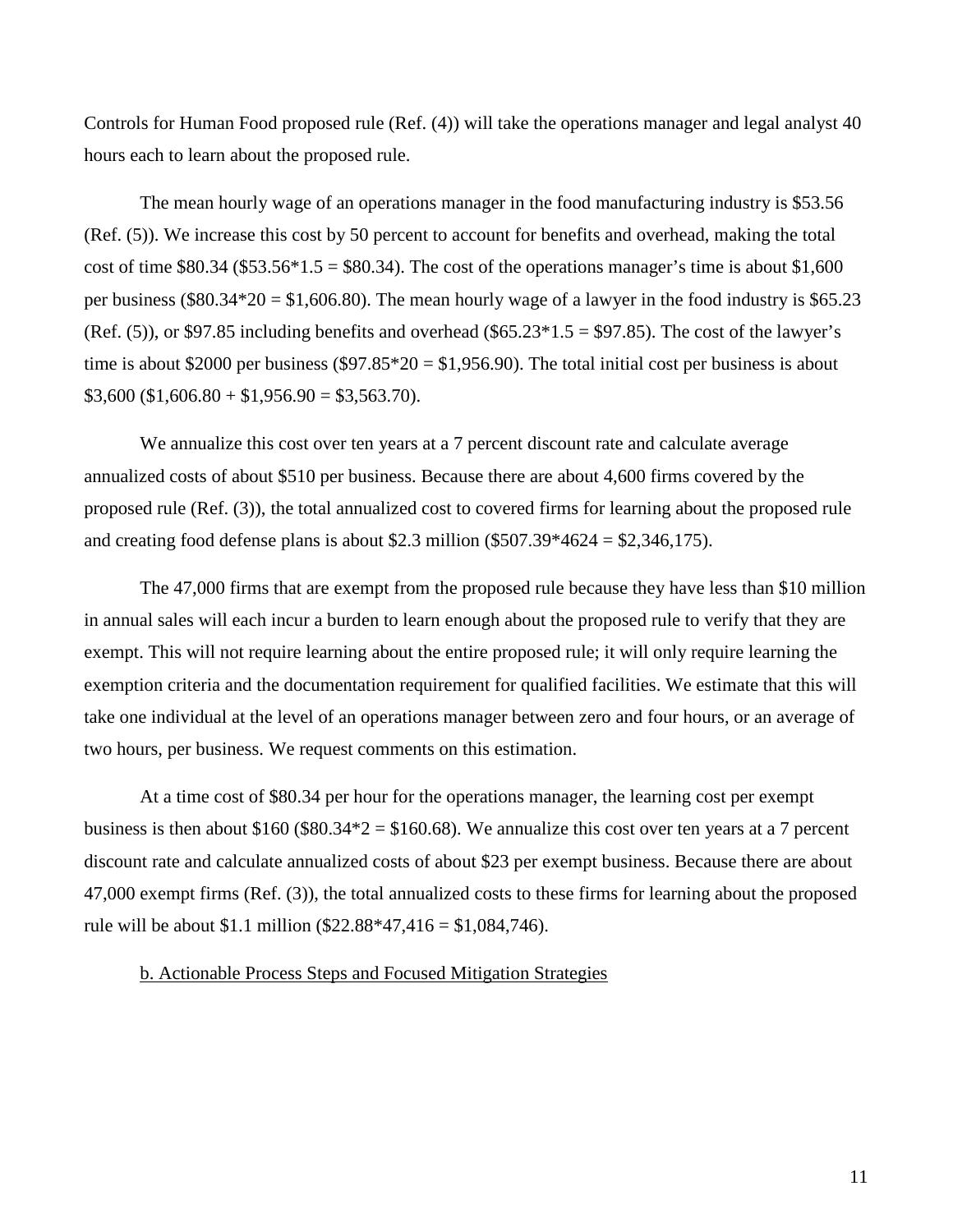Controls for Human Food proposed rule (Ref. (4)) will take the operations manager and legal analyst 40 hours each to learn about the proposed rule.

The mean hourly wage of an operations manager in the food manufacturing industry is $53.56 (Ref. (5)). We increase this cost by 50 percent to account for benefits and overhead, making the total cost of time $80.34 ($53.56*1.5 = $80.34). The cost of the operations manager's time is about $1,600 per business ($80.34*20 = $1,606.80). The mean hourly wage of a lawyer in the food industry is $65.23 (Ref. (5)), or $97.85 including benefits and overhead ($65.23*1.5 = $97.85). The cost of the lawyer's time is about $2000 per business ($97.85*20 = $1,956.90). The total initial cost per business is about $3,600 ($1,606.80 + $1,956.90 = $3,563.70).

We annualize this cost over ten years at a 7 percent discount rate and calculate average annualized costs of about $510 per business. Because there are about 4,600 firms covered by the proposed rule (Ref. (3)), the total annualized cost to covered firms for learning about the proposed rule and creating food defense plans is about $2.3 million ($507.39*4624 = $2,346,175).

The 47,000 firms that are exempt from the proposed rule because they have less than $10 million in annual sales will each incur a burden to learn enough about the proposed rule to verify that they are exempt. This will not require learning about the entire proposed rule; it will only require learning the exemption criteria and the documentation requirement for qualified facilities. We estimate that this will take one individual at the level of an operations manager between zero and four hours, or an average of two hours, per business. We request comments on this estimation.

At a time cost of $80.34 per hour for the operations manager, the learning cost per exempt business is then about $160 ($80.34*2 = $160.68). We annualize this cost over ten years at a 7 percent discount rate and calculate annualized costs of about $23 per exempt business. Because there are about 47,000 exempt firms (Ref. (3)), the total annualized costs to these firms for learning about the proposed rule will be about $1.1 million ($22.88*47,416 = $1,084,746).

b. Actionable Process Steps and Focused Mitigation Strategies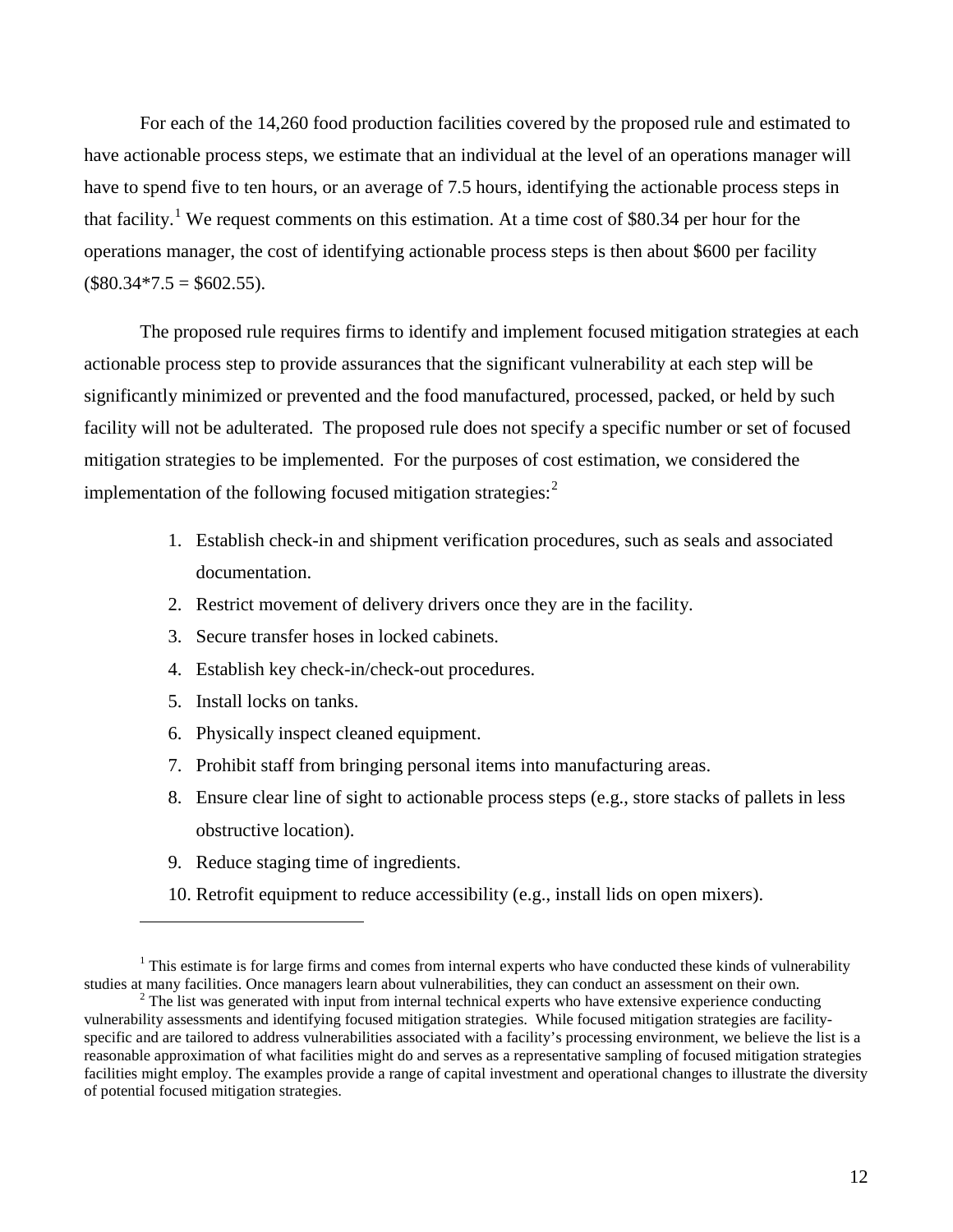For each of the 14,260 food production facilities covered by the proposed rule and estimated to have actionable process steps, we estimate that an individual at the level of an operations manager will have to spend five to ten hours, or an average of 7.5 hours, identifying the actionable process steps in that facility.[1] We request comments on this estimation. At a time cost of $80.34 per hour for the operations manager, the cost of identifying actionable process steps is then about $600 per facility ($80.34*7.5 = $602.55).

The proposed rule requires firms to identify and implement focused mitigation strategies at each actionable process step to provide assurances that the significant vulnerability at each step will be significantly minimized or prevented and the food manufactured, processed, packed, or held by such facility will not be adulterated. The proposed rule does not specify a specific number or set of focused mitigation strategies to be implemented. For the purposes of cost estimation, we considered the implementation of the following focused mitigation strategies:[2]

1. Establish check-in and shipment verification procedures, such as seals and associated documentation.
2. Restrict movement of delivery drivers once they are in the facility.
3. Secure transfer hoses in locked cabinets.
4. Establish key check-in/check-out procedures.
5. Install locks on tanks.
6. Physically inspect cleaned equipment.
7. Prohibit staff from bringing personal items into manufacturing areas.
8. Ensure clear line of sight to actionable process steps (e.g., store stacks of pallets in less obstructive location).
9. Reduce staging time of ingredients.
10. Retrofit equipment to reduce accessibility (e.g., install lids on open mixers).

---

[1] This estimate is for large firms and comes from internal experts who have conducted these kinds of vulnerability studies at many facilities. Once managers learn about vulnerabilities, they can conduct an assessment on their own.

[2] The list was generated with input from internal technical experts who have extensive experience conducting vulnerability assessments and identifying focused mitigation strategies. While focused mitigation strategies are facility-specific and are tailored to address vulnerabilities associated with a facility's processing environment, we believe the list is a reasonable approximation of what facilities might do and serves as a representative sampling of focused mitigation strategies facilities might employ. The examples provide a range of capital investment and operational changes to illustrate the diversity of potential focused mitigation strategies.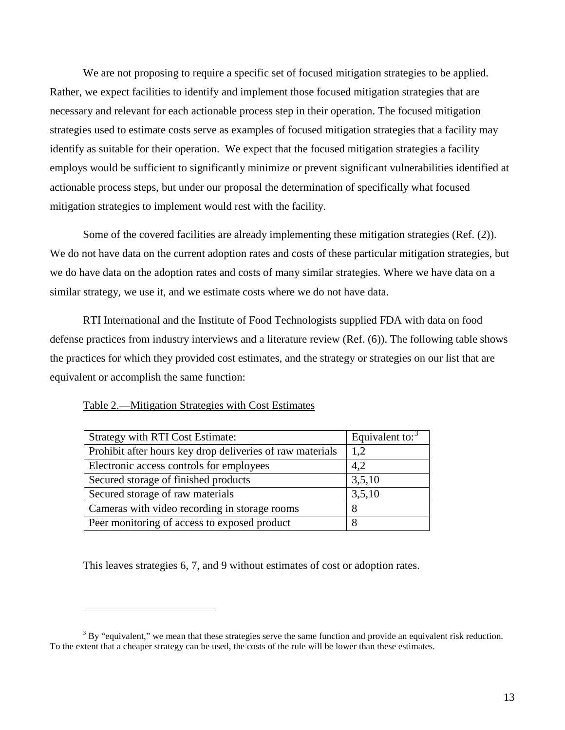We are not proposing to require a specific set of focused mitigation strategies to be applied. Rather, we expect facilities to identify and implement those focused mitigation strategies that are necessary and relevant for each actionable process step in their operation. The focused mitigation strategies used to estimate costs serve as examples of focused mitigation strategies that a facility may identify as suitable for their operation. We expect that the focused mitigation strategies a facility employs would be sufficient to significantly minimize or prevent significant vulnerabilities identified at actionable process steps, but under our proposal the determination of specifically what focused mitigation strategies to implement would rest with the facility.

Some of the covered facilities are already implementing these mitigation strategies (Ref. (2)). We do not have data on the current adoption rates and costs of these particular mitigation strategies, but we do have data on the adoption rates and costs of many similar strategies. Where we have data on a similar strategy, we use it, and we estimate costs where we do not have data.

RTI International and the Institute of Food Technologists supplied FDA with data on food defense practices from industry interviews and a literature review (Ref. (6)). The following table shows the practices for which they provided cost estimates, and the strategy or strategies on our list that are equivalent or accomplish the same function:

Table 2.—Mitigation Strategies with Cost Estimates

| Strategy with RTI Cost Estimate: | Equivalent to:[3] |
|---|---|
| Prohibit after hours key drop deliveries of raw materials | 1,2 |
| Electronic access controls for employees | 4,2 |
| Secured storage of finished products | 3,5,10 |
| Secured storage of raw materials | 3,5,10 |
| Cameras with video recording in storage rooms | 8 |
| Peer monitoring of access to exposed product | 8 |

This leaves strategies 6, 7, and 9 without estimates of cost or adoption rates.

[3] By "equivalent," we mean that these strategies serve the same function and provide an equivalent risk reduction. To the extent that a cheaper strategy can be used, the costs of the rule will be lower than these estimates.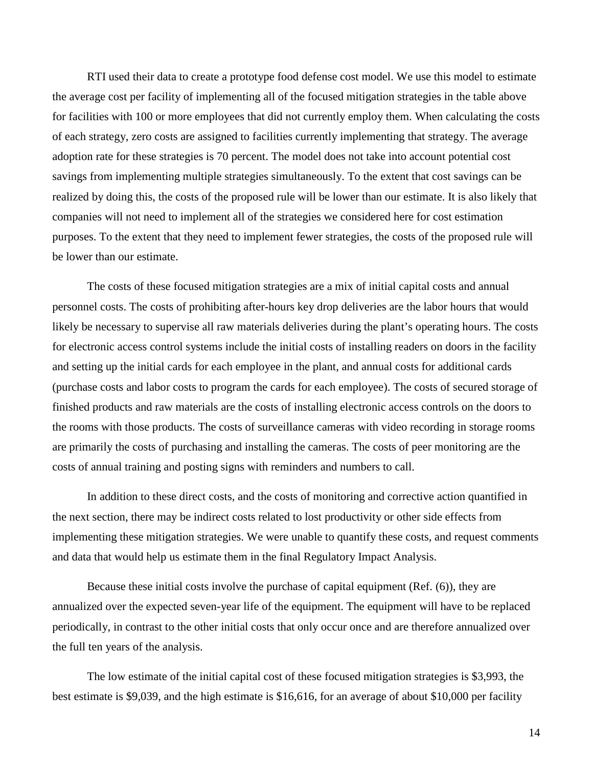RTI used their data to create a prototype food defense cost model. We use this model to estimate the average cost per facility of implementing all of the focused mitigation strategies in the table above for facilities with 100 or more employees that did not currently employ them. When calculating the costs of each strategy, zero costs are assigned to facilities currently implementing that strategy. The average adoption rate for these strategies is 70 percent. The model does not take into account potential cost savings from implementing multiple strategies simultaneously. To the extent that cost savings can be realized by doing this, the costs of the proposed rule will be lower than our estimate. It is also likely that companies will not need to implement all of the strategies we considered here for cost estimation purposes. To the extent that they need to implement fewer strategies, the costs of the proposed rule will be lower than our estimate.

The costs of these focused mitigation strategies are a mix of initial capital costs and annual personnel costs. The costs of prohibiting after-hours key drop deliveries are the labor hours that would likely be necessary to supervise all raw materials deliveries during the plant's operating hours. The costs for electronic access control systems include the initial costs of installing readers on doors in the facility and setting up the initial cards for each employee in the plant, and annual costs for additional cards (purchase costs and labor costs to program the cards for each employee). The costs of secured storage of finished products and raw materials are the costs of installing electronic access controls on the doors to the rooms with those products. The costs of surveillance cameras with video recording in storage rooms are primarily the costs of purchasing and installing the cameras. The costs of peer monitoring are the costs of annual training and posting signs with reminders and numbers to call.

In addition to these direct costs, and the costs of monitoring and corrective action quantified in the next section, there may be indirect costs related to lost productivity or other side effects from implementing these mitigation strategies. We were unable to quantify these costs, and request comments and data that would help us estimate them in the final Regulatory Impact Analysis.

Because these initial costs involve the purchase of capital equipment (Ref. (6)), they are annualized over the expected seven-year life of the equipment. The equipment will have to be replaced periodically, in contrast to the other initial costs that only occur once and are therefore annualized over the full ten years of the analysis.

The low estimate of the initial capital cost of these focused mitigation strategies is $3,993, the best estimate is $9,039, and the high estimate is $16,616, for an average of about $10,000 per facility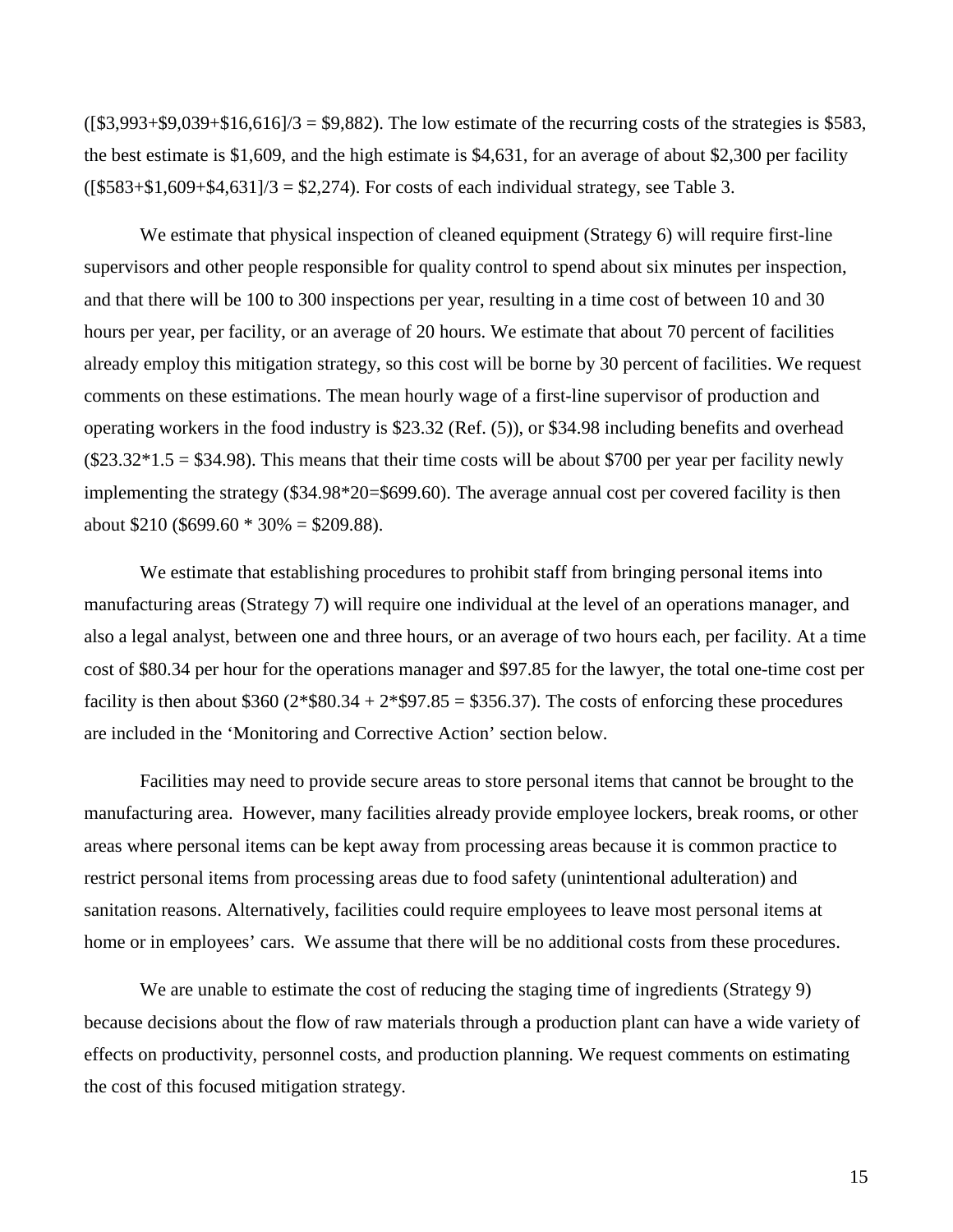([$3,993+$9,039+$16,616]/3 = $9,882). The low estimate of the recurring costs of the strategies is $583, the best estimate is $1,609, and the high estimate is $4,631, for an average of about $2,300 per facility ([$583+$1,609+$4,631]/3 = $2,274). For costs of each individual strategy, see Table 3.

We estimate that physical inspection of cleaned equipment (Strategy 6) will require first-line supervisors and other people responsible for quality control to spend about six minutes per inspection, and that there will be 100 to 300 inspections per year, resulting in a time cost of between 10 and 30 hours per year, per facility, or an average of 20 hours. We estimate that about 70 percent of facilities already employ this mitigation strategy, so this cost will be borne by 30 percent of facilities. We request comments on these estimations. The mean hourly wage of a first-line supervisor of production and operating workers in the food industry is $23.32 (Ref. (5)), or $34.98 including benefits and overhead ($23.32*1.5 = $34.98). This means that their time costs will be about $700 per year per facility newly implementing the strategy ($34.98*20=$699.60). The average annual cost per covered facility is then about $210 ($699.60 * 30% = $209.88).

We estimate that establishing procedures to prohibit staff from bringing personal items into manufacturing areas (Strategy 7) will require one individual at the level of an operations manager, and also a legal analyst, between one and three hours, or an average of two hours each, per facility. At a time cost of $80.34 per hour for the operations manager and $97.85 for the lawyer, the total one-time cost per facility is then about $360 (2*$80.34 + 2*$97.85 = $356.37). The costs of enforcing these procedures are included in the 'Monitoring and Corrective Action' section below.

Facilities may need to provide secure areas to store personal items that cannot be brought to the manufacturing area. However, many facilities already provide employee lockers, break rooms, or other areas where personal items can be kept away from processing areas because it is common practice to restrict personal items from processing areas due to food safety (unintentional adulteration) and sanitation reasons. Alternatively, facilities could require employees to leave most personal items at home or in employees' cars. We assume that there will be no additional costs from these procedures.

We are unable to estimate the cost of reducing the staging time of ingredients (Strategy 9) because decisions about the flow of raw materials through a production plant can have a wide variety of effects on productivity, personnel costs, and production planning. We request comments on estimating the cost of this focused mitigation strategy.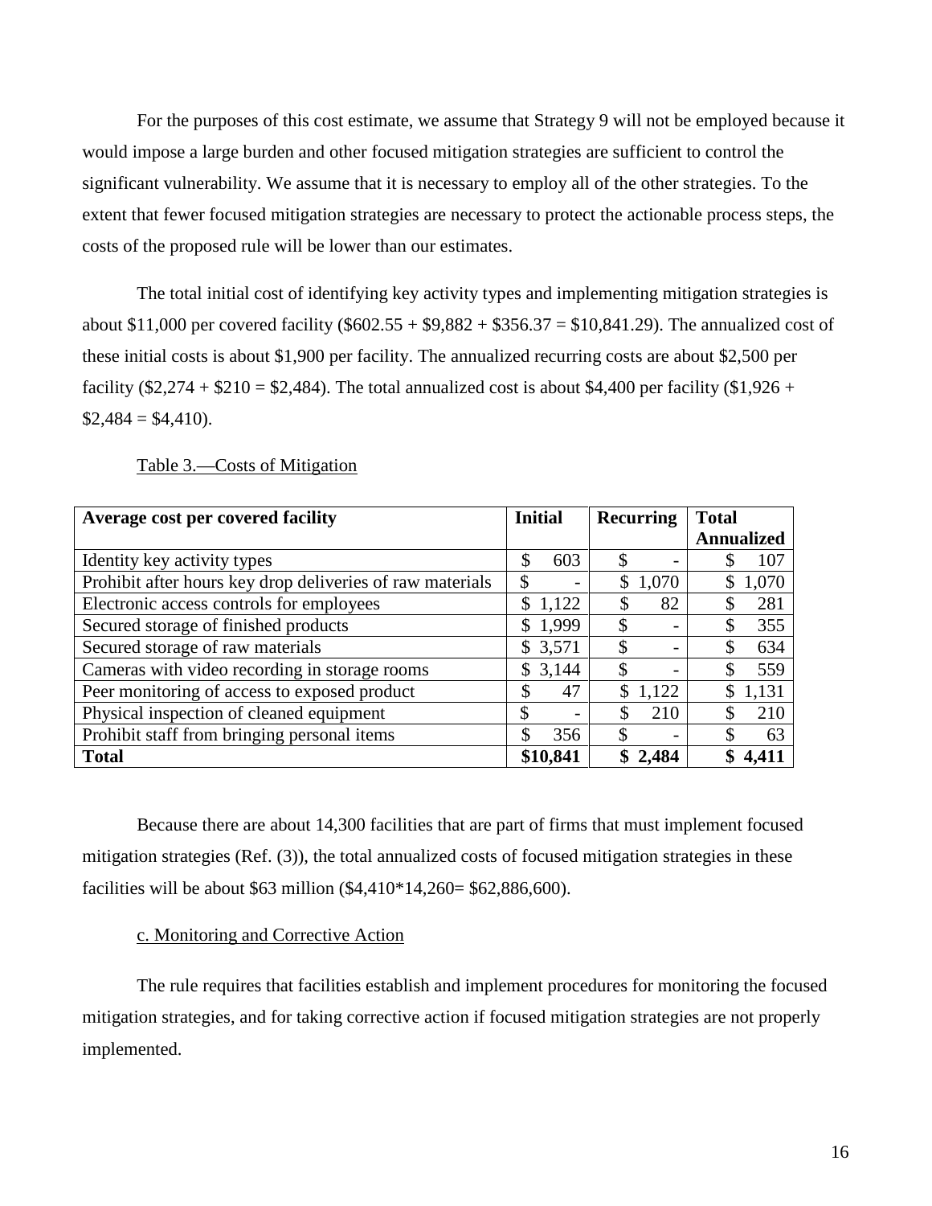For the purposes of this cost estimate, we assume that Strategy 9 will not be employed because it would impose a large burden and other focused mitigation strategies are sufficient to control the significant vulnerability. We assume that it is necessary to employ all of the other strategies. To the extent that fewer focused mitigation strategies are necessary to protect the actionable process steps, the costs of the proposed rule will be lower than our estimates.

The total initial cost of identifying key activity types and implementing mitigation strategies is about $11,000 per covered facility ($602.55 + $9,882 + $356.37 = $10,841.29). The annualized cost of these initial costs is about $1,900 per facility. The annualized recurring costs are about $2,500 per facility ($2,274 + $210 = $2,484). The total annualized cost is about $4,400 per facility ($1,926 + $2,484 = $4,410).

Table 3.—Costs of Mitigation

| Average cost per covered facility | Initial | Recurring | Total Annualized |
|---|---|---|---|
| Identity key activity types | $ 603 | $ - | $ 107 |
| Prohibit after hours key drop deliveries of raw materials | $ - | $ 1,070 | $ 1,070 |
| Electronic access controls for employees | $ 1,122 | $ 82 | $ 281 |
| Secured storage of finished products | $ 1,999 | $ - | $ 355 |
| Secured storage of raw materials | $ 3,571 | $ - | $ 634 |
| Cameras with video recording in storage rooms | $ 3,144 | $ - | $ 559 |
| Peer monitoring of access to exposed product | $ 47 | $ 1,122 | $ 1,131 |
| Physical inspection of cleaned equipment | $ - | $ 210 | $ 210 |
| Prohibit staff from bringing personal items | $ 356 | $ - | $ 63 |
| **Total** | **$10,841** | **$ 2,484** | **$ 4,411** |

Because there are about 14,300 facilities that are part of firms that must implement focused mitigation strategies (Ref. (3)), the total annualized costs of focused mitigation strategies in these facilities will be about $63 million ($4,410*14,260= $62,886,600).

c. Monitoring and Corrective Action

The rule requires that facilities establish and implement procedures for monitoring the focused mitigation strategies, and for taking corrective action if focused mitigation strategies are not properly implemented.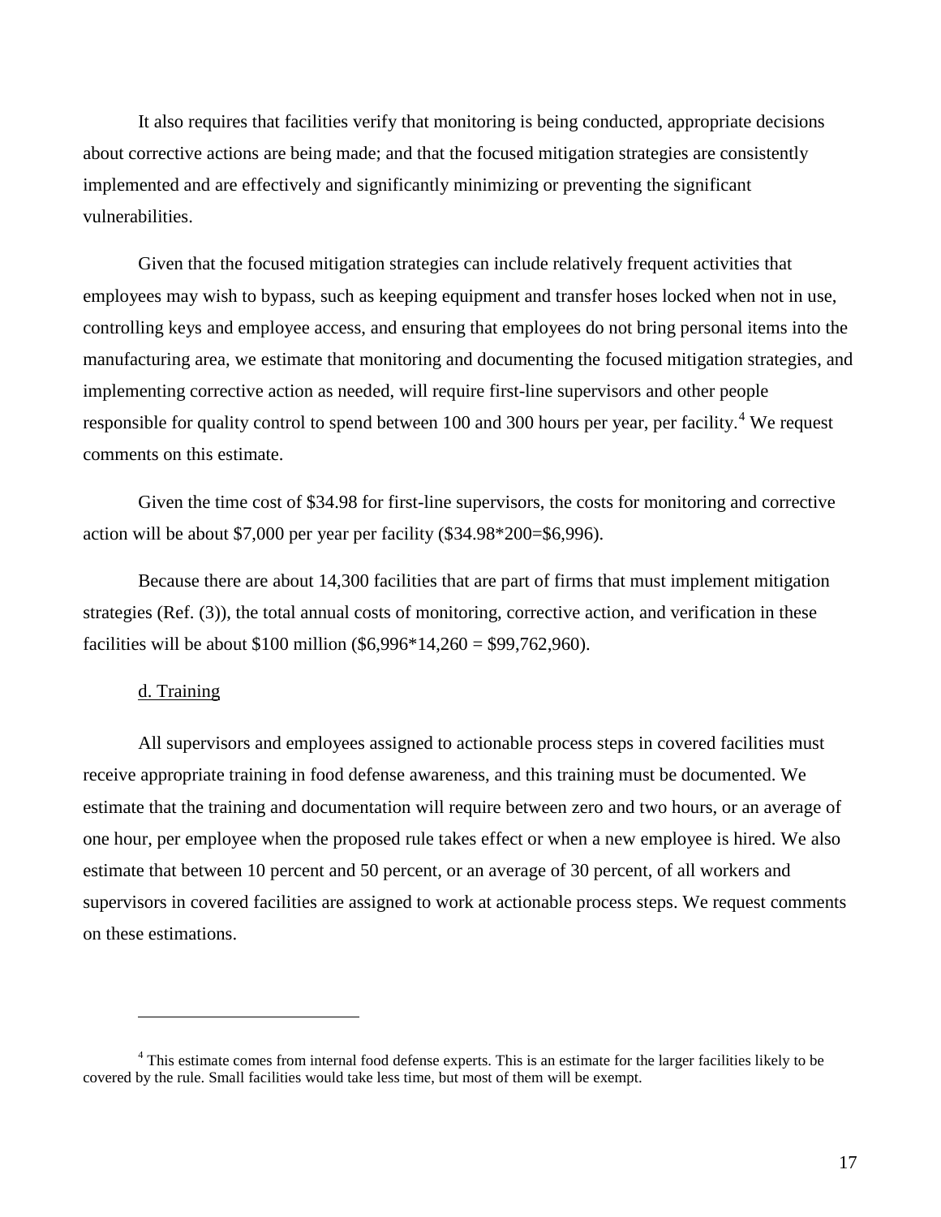It also requires that facilities verify that monitoring is being conducted, appropriate decisions about corrective actions are being made; and that the focused mitigation strategies are consistently implemented and are effectively and significantly minimizing or preventing the significant vulnerabilities.

Given that the focused mitigation strategies can include relatively frequent activities that employees may wish to bypass, such as keeping equipment and transfer hoses locked when not in use, controlling keys and employee access, and ensuring that employees do not bring personal items into the manufacturing area, we estimate that monitoring and documenting the focused mitigation strategies, and implementing corrective action as needed, will require first-line supervisors and other people responsible for quality control to spend between 100 and 300 hours per year, per facility.[4] We request comments on this estimate.

Given the time cost of $34.98 for first-line supervisors, the costs for monitoring and corrective action will be about $7,000 per year per facility ($34.98*200=$6,996).

Because there are about 14,300 facilities that are part of firms that must implement mitigation strategies (Ref. (3)), the total annual costs of monitoring, corrective action, and verification in these facilities will be about $100 million ($6,996*14,260 = $99,762,960).

d. Training

All supervisors and employees assigned to actionable process steps in covered facilities must receive appropriate training in food defense awareness, and this training must be documented. We estimate that the training and documentation will require between zero and two hours, or an average of one hour, per employee when the proposed rule takes effect or when a new employee is hired. We also estimate that between 10 percent and 50 percent, or an average of 30 percent, of all workers and supervisors in covered facilities are assigned to work at actionable process steps. We request comments on these estimations.

[4] This estimate comes from internal food defense experts. This is an estimate for the larger facilities likely to be covered by the rule. Small facilities would take less time, but most of them will be exempt.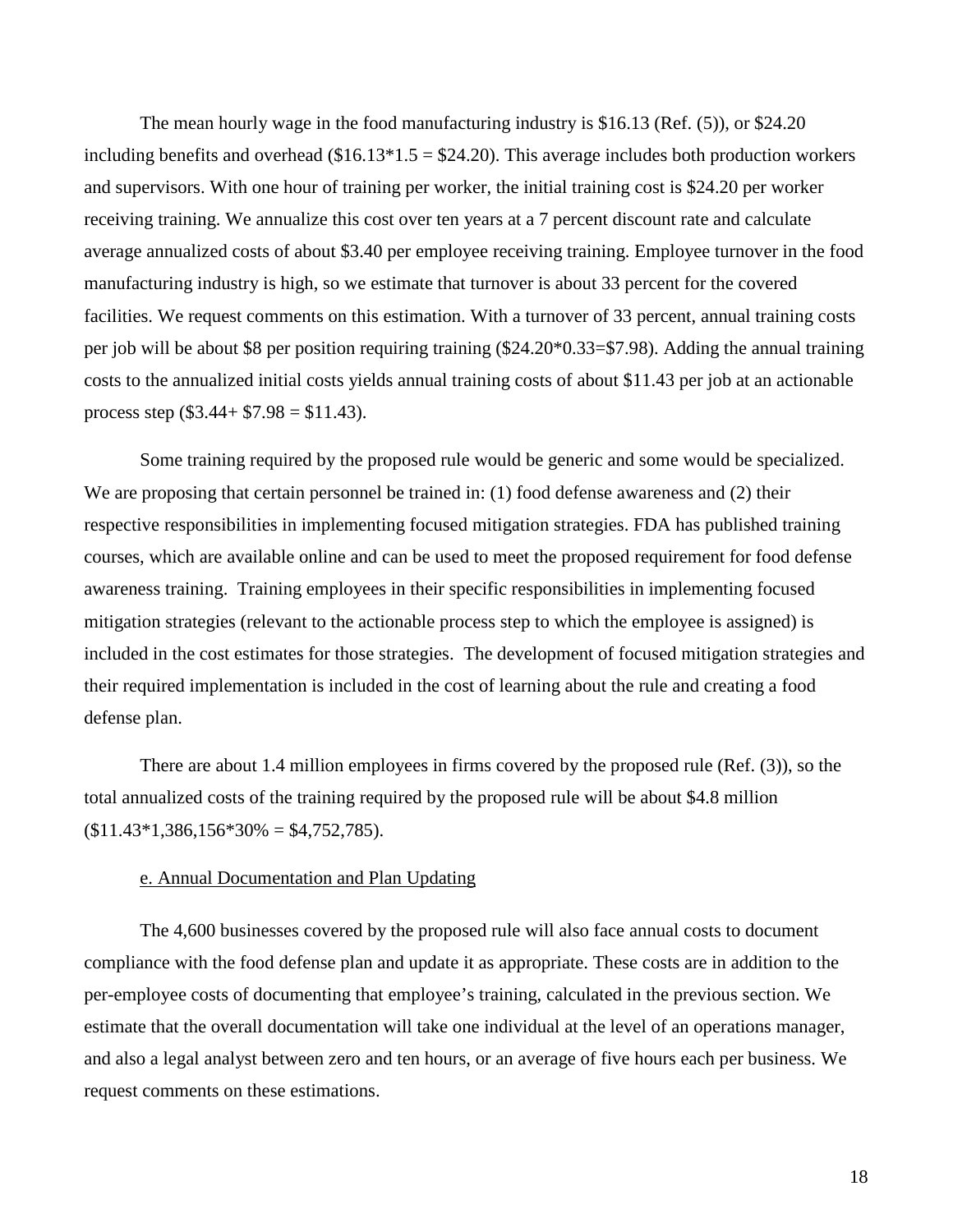The mean hourly wage in the food manufacturing industry is $16.13 (Ref. (5)), or $24.20 including benefits and overhead ($16.13*1.5 = $24.20). This average includes both production workers and supervisors. With one hour of training per worker, the initial training cost is $24.20 per worker receiving training. We annualize this cost over ten years at a 7 percent discount rate and calculate average annualized costs of about $3.40 per employee receiving training. Employee turnover in the food manufacturing industry is high, so we estimate that turnover is about 33 percent for the covered facilities. We request comments on this estimation. With a turnover of 33 percent, annual training costs per job will be about $8 per position requiring training ($24.20*0.33=$7.98). Adding the annual training costs to the annualized initial costs yields annual training costs of about $11.43 per job at an actionable process step ($3.44+ $7.98 = $11.43).

Some training required by the proposed rule would be generic and some would be specialized. We are proposing that certain personnel be trained in: (1) food defense awareness and (2) their respective responsibilities in implementing focused mitigation strategies. FDA has published training courses, which are available online and can be used to meet the proposed requirement for food defense awareness training. Training employees in their specific responsibilities in implementing focused mitigation strategies (relevant to the actionable process step to which the employee is assigned) is included in the cost estimates for those strategies. The development of focused mitigation strategies and their required implementation is included in the cost of learning about the rule and creating a food defense plan.

There are about 1.4 million employees in firms covered by the proposed rule (Ref. (3)), so the total annualized costs of the training required by the proposed rule will be about $4.8 million ($11.43*1,386,156*30% = $4,752,785).

e. Annual Documentation and Plan Updating

The 4,600 businesses covered by the proposed rule will also face annual costs to document compliance with the food defense plan and update it as appropriate. These costs are in addition to the per-employee costs of documenting that employee's training, calculated in the previous section. We estimate that the overall documentation will take one individual at the level of an operations manager, and also a legal analyst between zero and ten hours, or an average of five hours each per business. We request comments on these estimations.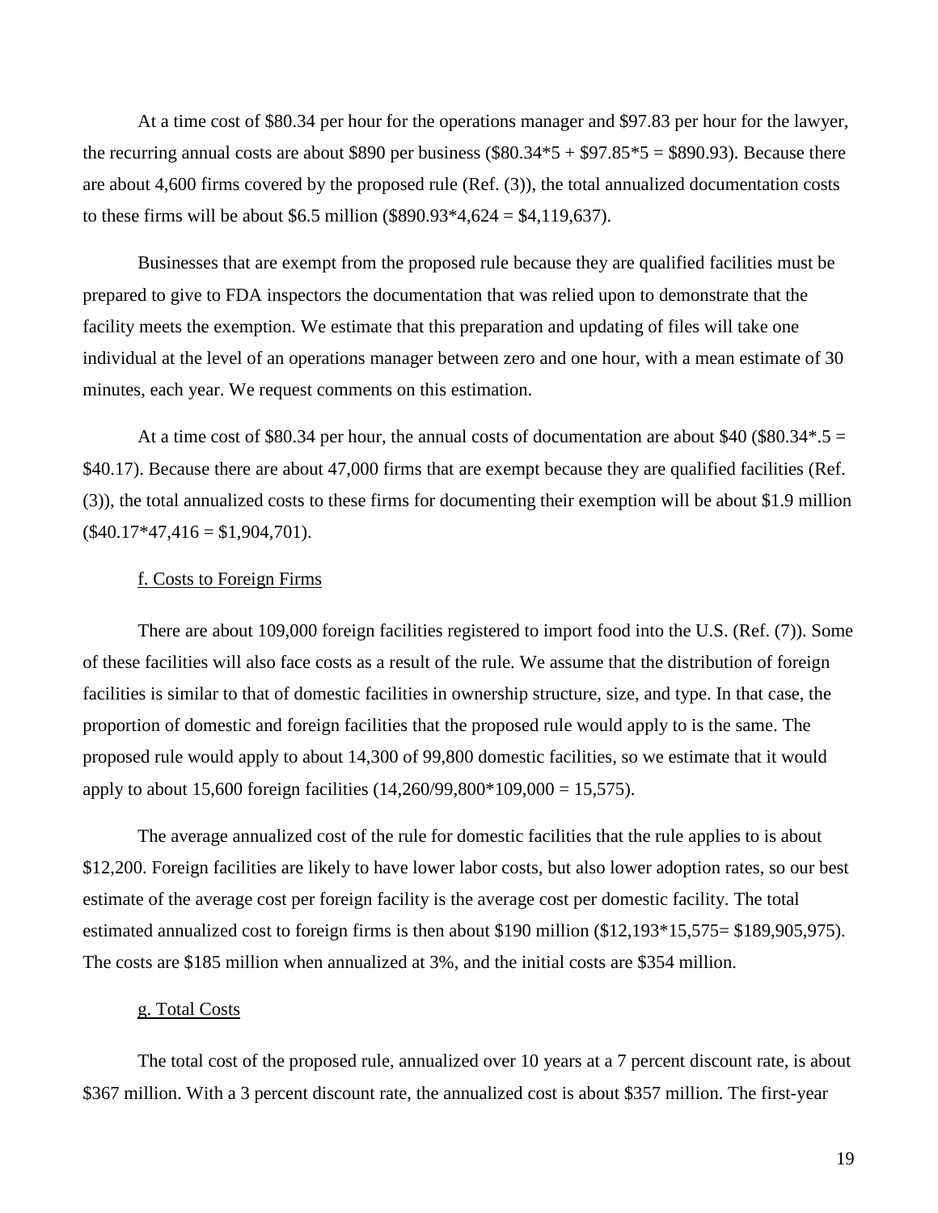At a time cost of $80.34 per hour for the operations manager and $97.83 per hour for the lawyer, the recurring annual costs are about $890 per business ($80.34*5 + $97.85*5 = $890.93). Because there are about 4,600 firms covered by the proposed rule (Ref. (3)), the total annualized documentation costs to these firms will be about $6.5 million ($890.93*4,624 = $4,119,637).

Businesses that are exempt from the proposed rule because they are qualified facilities must be prepared to give to FDA inspectors the documentation that was relied upon to demonstrate that the facility meets the exemption. We estimate that this preparation and updating of files will take one individual at the level of an operations manager between zero and one hour, with a mean estimate of 30 minutes, each year. We request comments on this estimation.

At a time cost of $80.34 per hour, the annual costs of documentation are about $40 ($80.34*.5 = $40.17). Because there are about 47,000 firms that are exempt because they are qualified facilities (Ref. (3)), the total annualized costs to these firms for documenting their exemption will be about $1.9 million ($40.17*47,416 = $1,904,701).

<u>f. Costs to Foreign Firms</u>

There are about 109,000 foreign facilities registered to import food into the U.S. (Ref. (7)). Some of these facilities will also face costs as a result of the rule. We assume that the distribution of foreign facilities is similar to that of domestic facilities in ownership structure, size, and type. In that case, the proportion of domestic and foreign facilities that the proposed rule would apply to is the same. The proposed rule would apply to about 14,300 of 99,800 domestic facilities, so we estimate that it would apply to about 15,600 foreign facilities (14,260/99,800*109,000 = 15,575).

The average annualized cost of the rule for domestic facilities that the rule applies to is about $12,200. Foreign facilities are likely to have lower labor costs, but also lower adoption rates, so our best estimate of the average cost per foreign facility is the average cost per domestic facility. The total estimated annualized cost to foreign firms is then about $190 million ($12,193*15,575= $189,905,975). The costs are $185 million when annualized at 3%, and the initial costs are $354 million.

<u>g. Total Costs</u>

The total cost of the proposed rule, annualized over 10 years at a 7 percent discount rate, is about $367 million. With a 3 percent discount rate, the annualized cost is about $357 million. The first-year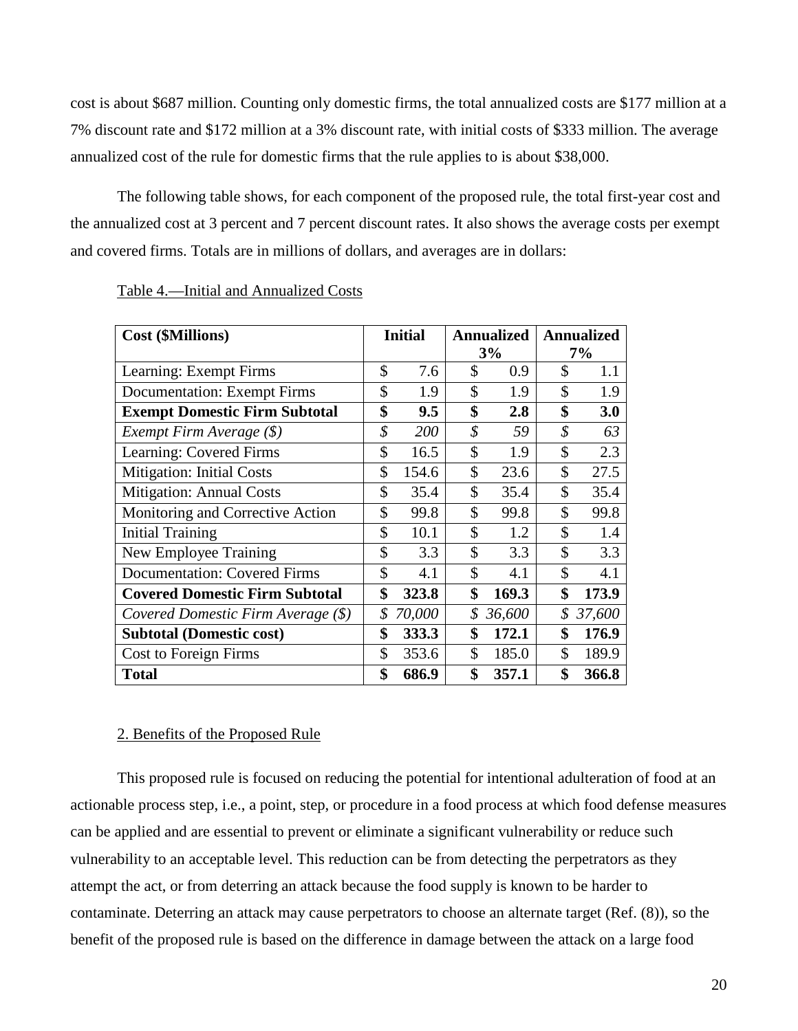cost is about $687 million. Counting only domestic firms, the total annualized costs are $177 million at a 7% discount rate and $172 million at a 3% discount rate, with initial costs of $333 million. The average annualized cost of the rule for domestic firms that the rule applies to is about $38,000.

The following table shows, for each component of the proposed rule, the total first-year cost and the annualized cost at 3 percent and 7 percent discount rates. It also shows the average costs per exempt and covered firms. Totals are in millions of dollars, and averages are in dollars:

Table 4.—Initial and Annualized Costs

| Cost ($Millions) | Initial | Annualized 3% | Annualized 7% |
|---|---|---|---|
| Learning: Exempt Firms | $ 7.6 | $ 0.9 | $ 1.1 |
| Documentation: Exempt Firms | $ 1.9 | $ 1.9 | $ 1.9 |
| **Exempt Domestic Firm Subtotal** | **$ 9.5** | **$ 2.8** | **$ 3.0** |
| *Exempt Firm Average ($)* | *$ 200* | *$ 59* | *$ 63* |
| Learning: Covered Firms | $ 16.5 | $ 1.9 | $ 2.3 |
| Mitigation: Initial Costs | $ 154.6 | $ 23.6 | $ 27.5 |
| Mitigation: Annual Costs | $ 35.4 | $ 35.4 | $ 35.4 |
| Monitoring and Corrective Action | $ 99.8 | $ 99.8 | $ 99.8 |
| Initial Training | $ 10.1 | $ 1.2 | $ 1.4 |
| New Employee Training | $ 3.3 | $ 3.3 | $ 3.3 |
| Documentation: Covered Firms | $ 4.1 | $ 4.1 | $ 4.1 |
| **Covered Domestic Firm Subtotal** | **$ 323.8** | **$ 169.3** | **$ 173.9** |
| *Covered Domestic Firm Average ($)* | *$ 70,000* | *$ 36,600* | *$ 37,600* |
| **Subtotal (Domestic cost)** | **$ 333.3** | **$ 172.1** | **$ 176.9** |
| Cost to Foreign Firms | $ 353.6 | $ 185.0 | $ 189.9 |
| **Total** | **$ 686.9** | **$ 357.1** | **$ 366.8** |

2. Benefits of the Proposed Rule

This proposed rule is focused on reducing the potential for intentional adulteration of food at an actionable process step, i.e., a point, step, or procedure in a food process at which food defense measures can be applied and are essential to prevent or eliminate a significant vulnerability or reduce such vulnerability to an acceptable level. This reduction can be from detecting the perpetrators as they attempt the act, or from deterring an attack because the food supply is known to be harder to contaminate. Deterring an attack may cause perpetrators to choose an alternate target (Ref. (8)), so the benefit of the proposed rule is based on the difference in damage between the attack on a large food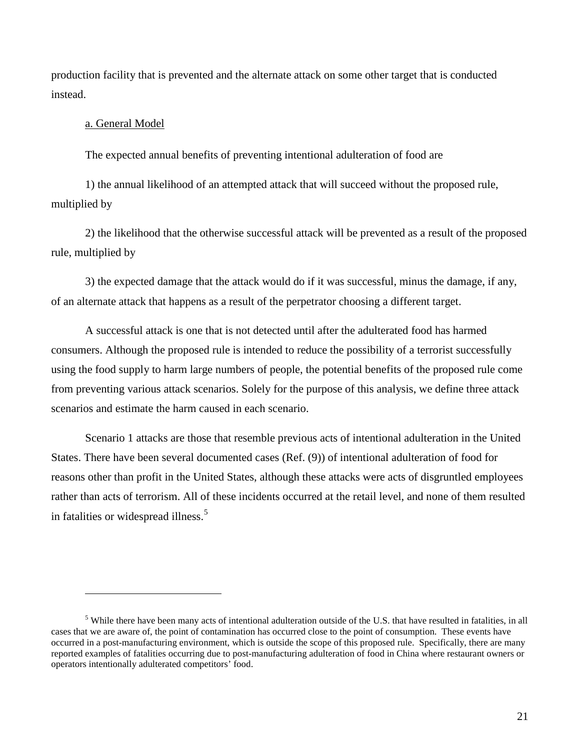production facility that is prevented and the alternate attack on some other target that is conducted instead.

a. General Model

The expected annual benefits of preventing intentional adulteration of food are

1) the annual likelihood of an attempted attack that will succeed without the proposed rule, multiplied by

2) the likelihood that the otherwise successful attack will be prevented as a result of the proposed rule, multiplied by

3) the expected damage that the attack would do if it was successful, minus the damage, if any, of an alternate attack that happens as a result of the perpetrator choosing a different target.

A successful attack is one that is not detected until after the adulterated food has harmed consumers. Although the proposed rule is intended to reduce the possibility of a terrorist successfully using the food supply to harm large numbers of people, the potential benefits of the proposed rule come from preventing various attack scenarios. Solely for the purpose of this analysis, we define three attack scenarios and estimate the harm caused in each scenario.

Scenario 1 attacks are those that resemble previous acts of intentional adulteration in the United States. There have been several documented cases (Ref. (9)) of intentional adulteration of food for reasons other than profit in the United States, although these attacks were acts of disgruntled employees rather than acts of terrorism. All of these incidents occurred at the retail level, and none of them resulted in fatalities or widespread illness.[5]

---

[5] While there have been many acts of intentional adulteration outside of the U.S. that have resulted in fatalities, in all cases that we are aware of, the point of contamination has occurred close to the point of consumption. These events have occurred in a post-manufacturing environment, which is outside the scope of this proposed rule. Specifically, there are many reported examples of fatalities occurring due to post-manufacturing adulteration of food in China where restaurant owners or operators intentionally adulterated competitors' food.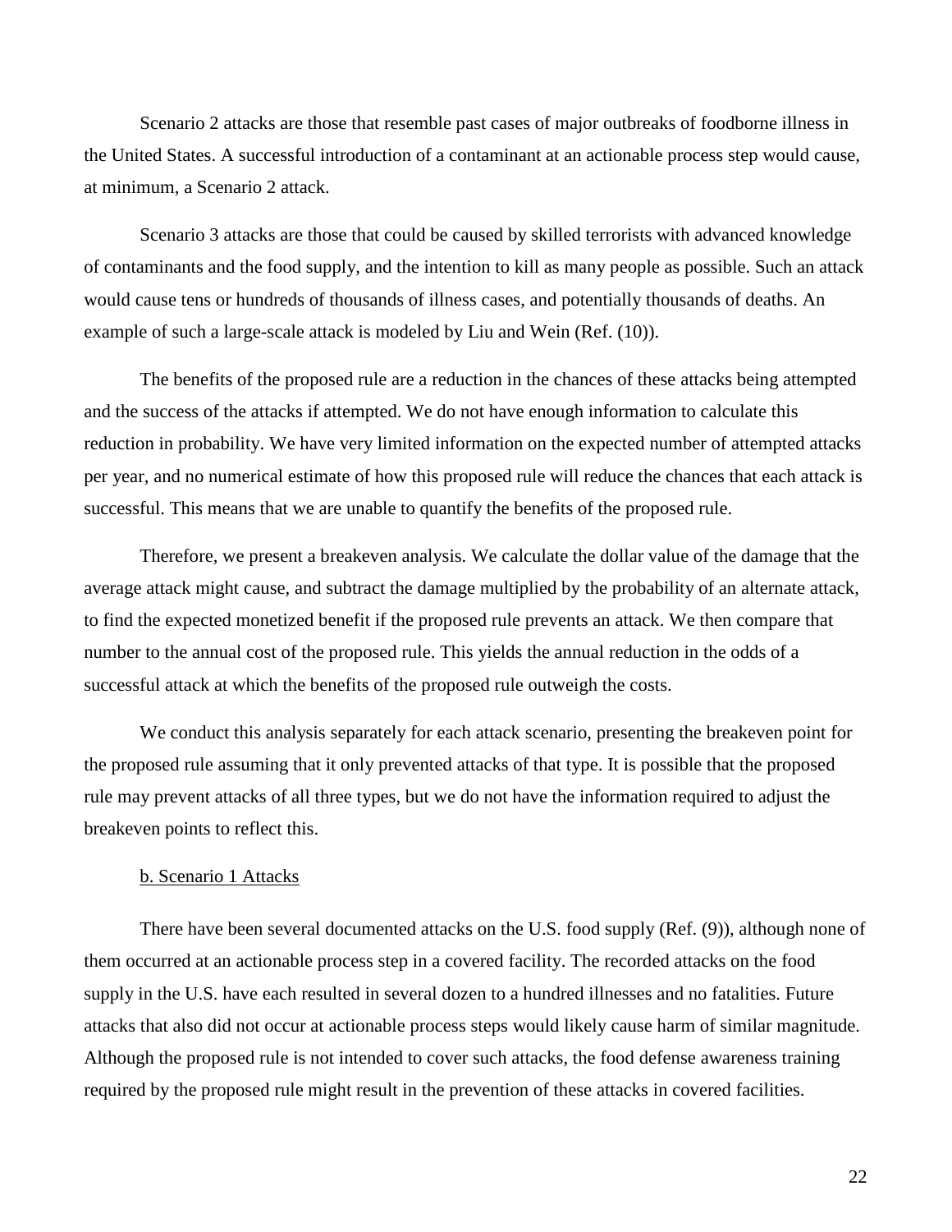Scenario 2 attacks are those that resemble past cases of major outbreaks of foodborne illness in the United States. A successful introduction of a contaminant at an actionable process step would cause, at minimum, a Scenario 2 attack.

Scenario 3 attacks are those that could be caused by skilled terrorists with advanced knowledge of contaminants and the food supply, and the intention to kill as many people as possible. Such an attack would cause tens or hundreds of thousands of illness cases, and potentially thousands of deaths. An example of such a large-scale attack is modeled by Liu and Wein (Ref. (10)).

The benefits of the proposed rule are a reduction in the chances of these attacks being attempted and the success of the attacks if attempted. We do not have enough information to calculate this reduction in probability. We have very limited information on the expected number of attempted attacks per year, and no numerical estimate of how this proposed rule will reduce the chances that each attack is successful. This means that we are unable to quantify the benefits of the proposed rule.

Therefore, we present a breakeven analysis. We calculate the dollar value of the damage that the average attack might cause, and subtract the damage multiplied by the probability of an alternate attack, to find the expected monetized benefit if the proposed rule prevents an attack. We then compare that number to the annual cost of the proposed rule. This yields the annual reduction in the odds of a successful attack at which the benefits of the proposed rule outweigh the costs.

We conduct this analysis separately for each attack scenario, presenting the breakeven point for the proposed rule assuming that it only prevented attacks of that type. It is possible that the proposed rule may prevent attacks of all three types, but we do not have the information required to adjust the breakeven points to reflect this.

b. Scenario 1 Attacks

There have been several documented attacks on the U.S. food supply (Ref. (9)), although none of them occurred at an actionable process step in a covered facility. The recorded attacks on the food supply in the U.S. have each resulted in several dozen to a hundred illnesses and no fatalities. Future attacks that also did not occur at actionable process steps would likely cause harm of similar magnitude. Although the proposed rule is not intended to cover such attacks, the food defense awareness training required by the proposed rule might result in the prevention of these attacks in covered facilities.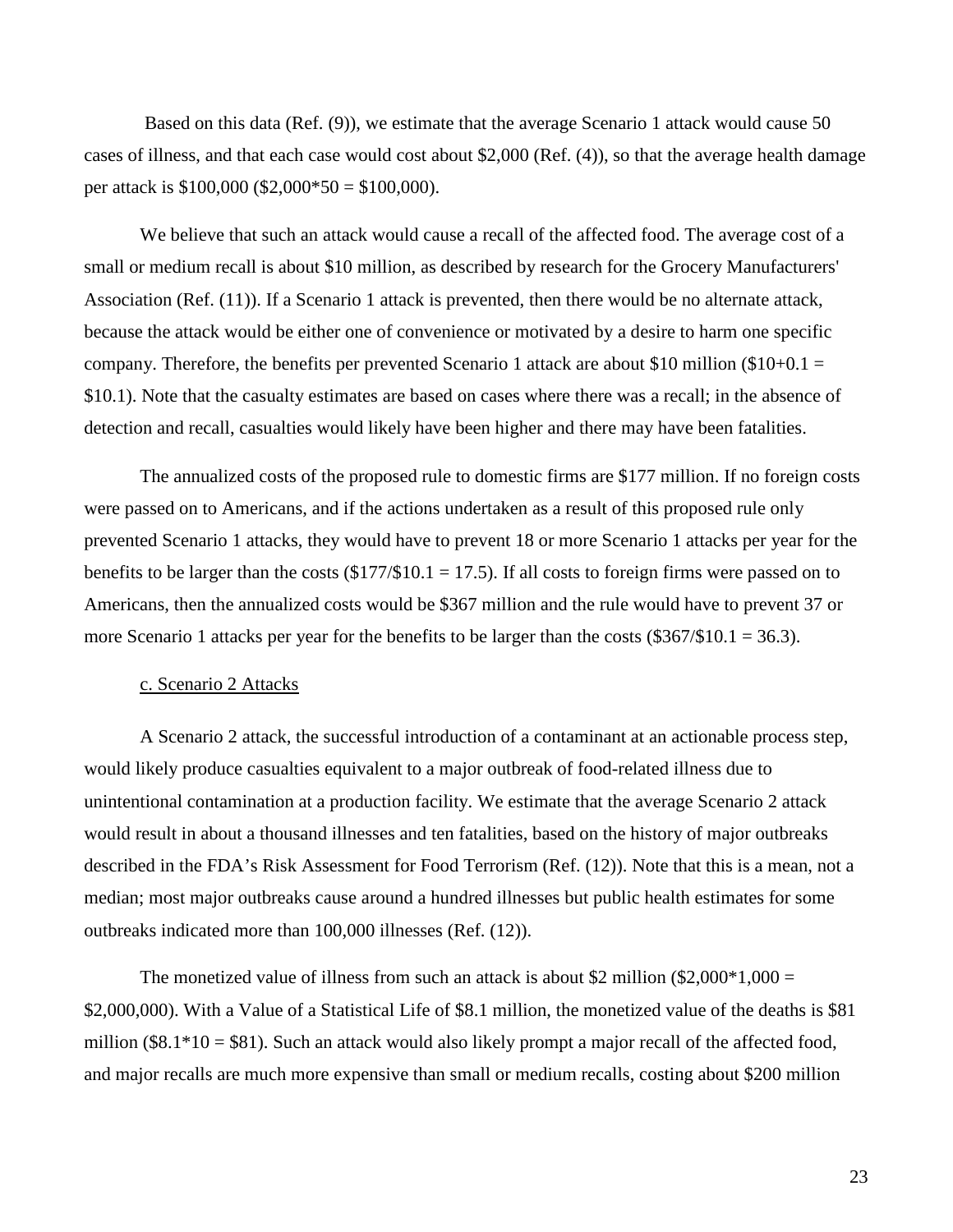Based on this data (Ref. (9)), we estimate that the average Scenario 1 attack would cause 50 cases of illness, and that each case would cost about $2,000 (Ref. (4)), so that the average health damage per attack is $100,000 ($2,000*50 = $100,000).

We believe that such an attack would cause a recall of the affected food. The average cost of a small or medium recall is about $10 million, as described by research for the Grocery Manufacturers' Association (Ref. (11)). If a Scenario 1 attack is prevented, then there would be no alternate attack, because the attack would be either one of convenience or motivated by a desire to harm one specific company. Therefore, the benefits per prevented Scenario 1 attack are about $10 million ($10+0.1 = $10.1). Note that the casualty estimates are based on cases where there was a recall; in the absence of detection and recall, casualties would likely have been higher and there may have been fatalities.

The annualized costs of the proposed rule to domestic firms are $177 million. If no foreign costs were passed on to Americans, and if the actions undertaken as a result of this proposed rule only prevented Scenario 1 attacks, they would have to prevent 18 or more Scenario 1 attacks per year for the benefits to be larger than the costs ($177/$10.1 = 17.5). If all costs to foreign firms were passed on to Americans, then the annualized costs would be $367 million and the rule would have to prevent 37 or more Scenario 1 attacks per year for the benefits to be larger than the costs ($367/$10.1 = 36.3).

c. Scenario 2 Attacks

A Scenario 2 attack, the successful introduction of a contaminant at an actionable process step, would likely produce casualties equivalent to a major outbreak of food-related illness due to unintentional contamination at a production facility. We estimate that the average Scenario 2 attack would result in about a thousand illnesses and ten fatalities, based on the history of major outbreaks described in the FDA's Risk Assessment for Food Terrorism (Ref. (12)). Note that this is a mean, not a median; most major outbreaks cause around a hundred illnesses but public health estimates for some outbreaks indicated more than 100,000 illnesses (Ref. (12)).

The monetized value of illness from such an attack is about $2 million ($2,000*1,000 = $2,000,000). With a Value of a Statistical Life of $8.1 million, the monetized value of the deaths is $81 million ($8.1*10 = $81). Such an attack would also likely prompt a major recall of the affected food, and major recalls are much more expensive than small or medium recalls, costing about $200 million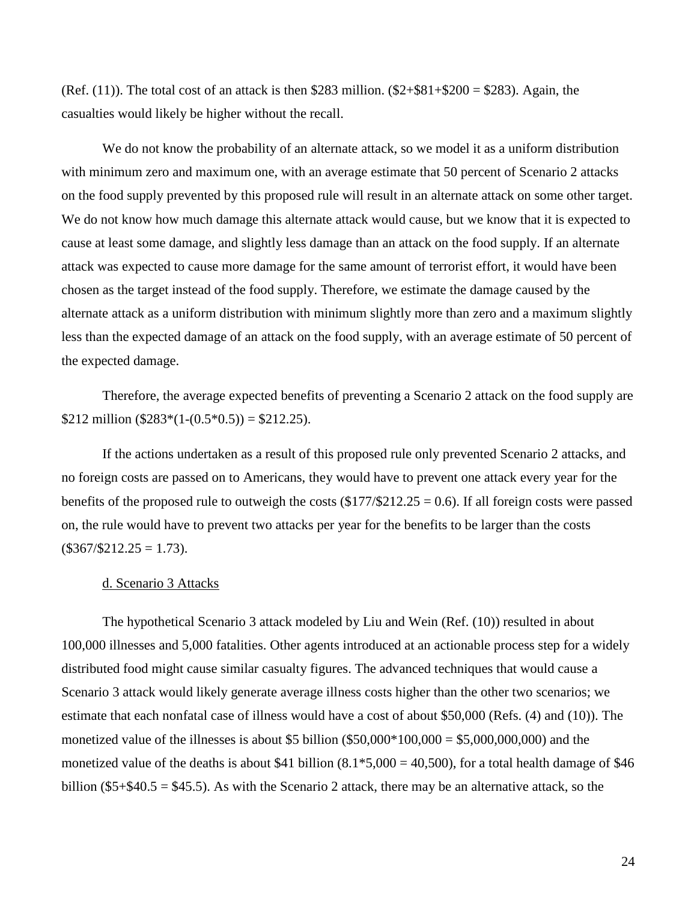(Ref. (11)). The total cost of an attack is then \$283 million. (\$2+\$81+\$200 = \$283). Again, the casualties would likely be higher without the recall.

We do not know the probability of an alternate attack, so we model it as a uniform distribution with minimum zero and maximum one, with an average estimate that 50 percent of Scenario 2 attacks on the food supply prevented by this proposed rule will result in an alternate attack on some other target. We do not know how much damage this alternate attack would cause, but we know that it is expected to cause at least some damage, and slightly less damage than an attack on the food supply. If an alternate attack was expected to cause more damage for the same amount of terrorist effort, it would have been chosen as the target instead of the food supply. Therefore, we estimate the damage caused by the alternate attack as a uniform distribution with minimum slightly more than zero and a maximum slightly less than the expected damage of an attack on the food supply, with an average estimate of 50 percent of the expected damage.

Therefore, the average expected benefits of preventing a Scenario 2 attack on the food supply are \$212 million (\$283*(1-(0.5*0.5)) = \$212.25).

If the actions undertaken as a result of this proposed rule only prevented Scenario 2 attacks, and no foreign costs are passed on to Americans, they would have to prevent one attack every year for the benefits of the proposed rule to outweigh the costs (\$177/\$212.25 = 0.6). If all foreign costs were passed on, the rule would have to prevent two attacks per year for the benefits to be larger than the costs (\$367/\$212.25 = 1.73).

d. Scenario 3 Attacks

The hypothetical Scenario 3 attack modeled by Liu and Wein (Ref. (10)) resulted in about 100,000 illnesses and 5,000 fatalities. Other agents introduced at an actionable process step for a widely distributed food might cause similar casualty figures. The advanced techniques that would cause a Scenario 3 attack would likely generate average illness costs higher than the other two scenarios; we estimate that each nonfatal case of illness would have a cost of about \$50,000 (Refs. (4) and (10)). The monetized value of the illnesses is about \$5 billion (\$50,000*100,000 = \$5,000,000,000) and the monetized value of the deaths is about \$41 billion (8.1*5,000 = 40,500), for a total health damage of \$46 billion (\$5+\$40.5 = \$45.5). As with the Scenario 2 attack, there may be an alternative attack, so the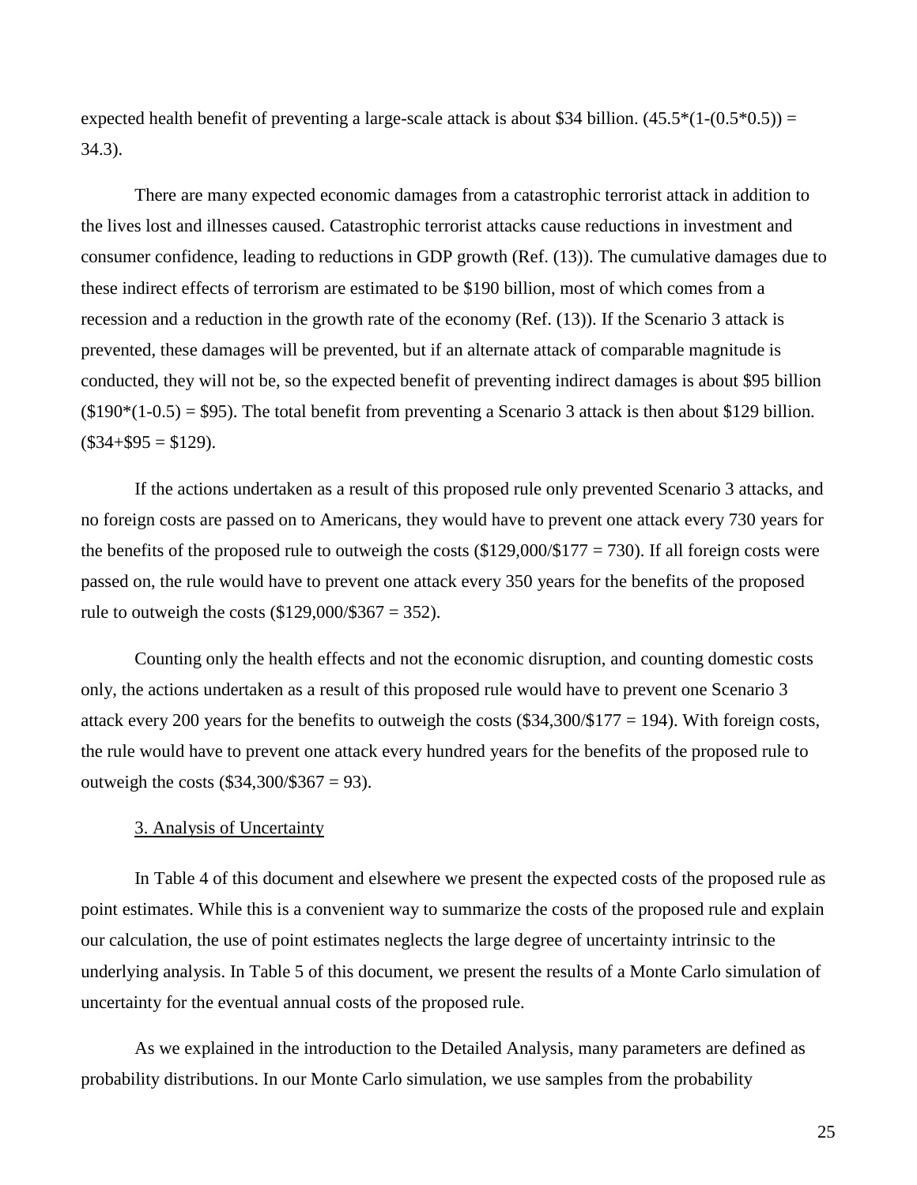expected health benefit of preventing a large-scale attack is about \$34 billion. (45.5*(1-(0.5*0.5)) = 34.3).

There are many expected economic damages from a catastrophic terrorist attack in addition to the lives lost and illnesses caused. Catastrophic terrorist attacks cause reductions in investment and consumer confidence, leading to reductions in GDP growth (Ref. (13)). The cumulative damages due to these indirect effects of terrorism are estimated to be \$190 billion, most of which comes from a recession and a reduction in the growth rate of the economy (Ref. (13)). If the Scenario 3 attack is prevented, these damages will be prevented, but if an alternate attack of comparable magnitude is conducted, they will not be, so the expected benefit of preventing indirect damages is about \$95 billion (\$190*(1-0.5) = \$95). The total benefit from preventing a Scenario 3 attack is then about \$129 billion. (\$34+\$95 = \$129).

If the actions undertaken as a result of this proposed rule only prevented Scenario 3 attacks, and no foreign costs are passed on to Americans, they would have to prevent one attack every 730 years for the benefits of the proposed rule to outweigh the costs (\$129,000/\$177 = 730). If all foreign costs were passed on, the rule would have to prevent one attack every 350 years for the benefits of the proposed rule to outweigh the costs (\$129,000/\$367 = 352).

Counting only the health effects and not the economic disruption, and counting domestic costs only, the actions undertaken as a result of this proposed rule would have to prevent one Scenario 3 attack every 200 years for the benefits to outweigh the costs (\$34,300/\$177 = 194). With foreign costs, the rule would have to prevent one attack every hundred years for the benefits of the proposed rule to outweigh the costs (\$34,300/\$367 = 93).

3. Analysis of Uncertainty

In Table 4 of this document and elsewhere we present the expected costs of the proposed rule as point estimates. While this is a convenient way to summarize the costs of the proposed rule and explain our calculation, the use of point estimates neglects the large degree of uncertainty intrinsic to the underlying analysis. In Table 5 of this document, we present the results of a Monte Carlo simulation of uncertainty for the eventual annual costs of the proposed rule.

As we explained in the introduction to the Detailed Analysis, many parameters are defined as probability distributions. In our Monte Carlo simulation, we use samples from the probability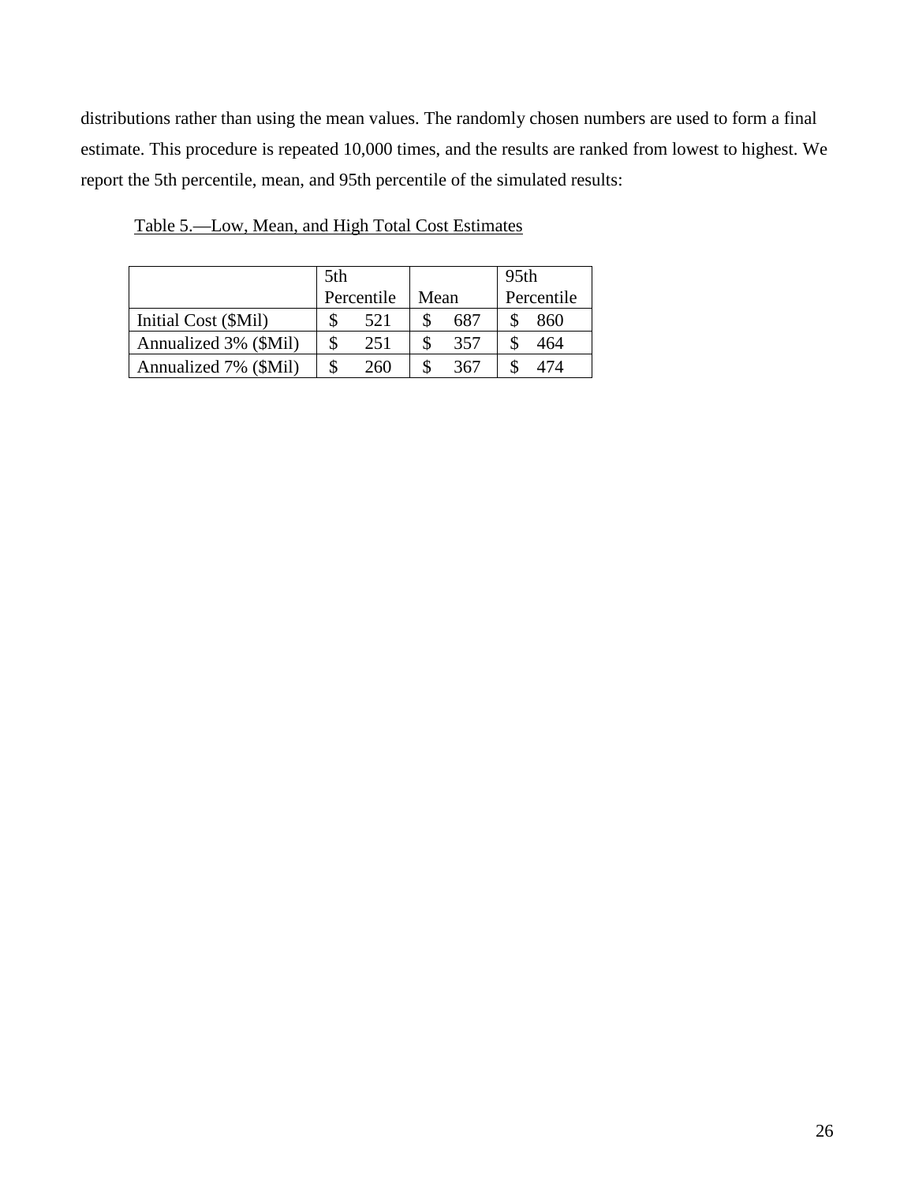distributions rather than using the mean values. The randomly chosen numbers are used to form a final estimate. This procedure is repeated 10,000 times, and the results are ranked from lowest to highest. We report the 5th percentile, mean, and 95th percentile of the simulated results:

Table 5.—Low, Mean, and High Total Cost Estimates

| | 5th Percentile | Mean | 95th Percentile |
|---|---|---|---|
| Initial Cost ($Mil) | $ 521 | $ 687 | $ 860 |
| Annualized 3% ($Mil) | $ 251 | $ 357 | $ 464 |
| Annualized 7% ($Mil) | $ 260 | $ 367 | $ 474 |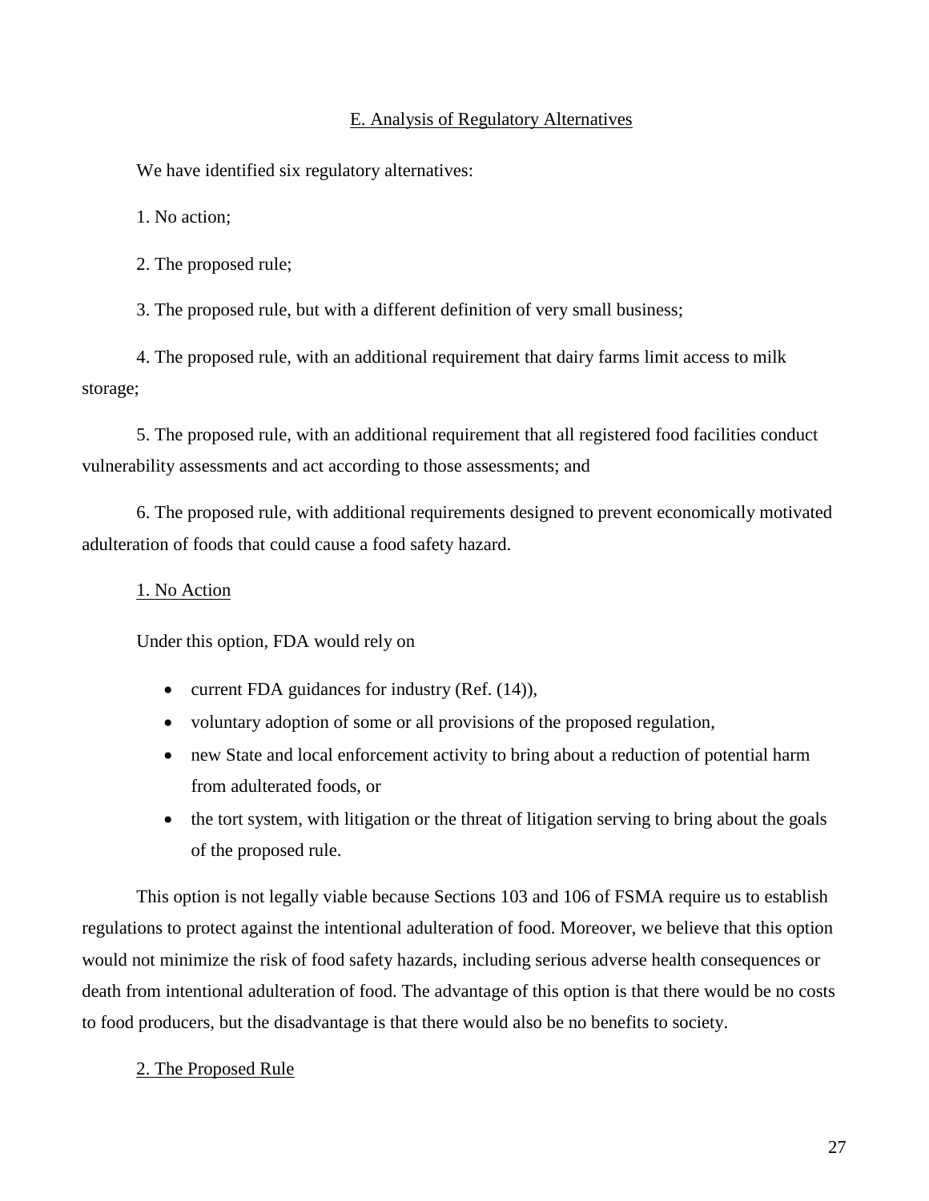## E. Analysis of Regulatory Alternatives

We have identified six regulatory alternatives:

1. No action;

2. The proposed rule;

3. The proposed rule, but with a different definition of very small business;

4. The proposed rule, with an additional requirement that dairy farms limit access to milk storage;

5. The proposed rule, with an additional requirement that all registered food facilities conduct vulnerability assessments and act according to those assessments; and

6. The proposed rule, with additional requirements designed to prevent economically motivated adulteration of foods that could cause a food safety hazard.

### 1. No Action

Under this option, FDA would rely on

- current FDA guidances for industry (Ref. (14)),
- voluntary adoption of some or all provisions of the proposed regulation,
- new State and local enforcement activity to bring about a reduction of potential harm from adulterated foods, or
- the tort system, with litigation or the threat of litigation serving to bring about the goals of the proposed rule.

This option is not legally viable because Sections 103 and 106 of FSMA require us to establish regulations to protect against the intentional adulteration of food. Moreover, we believe that this option would not minimize the risk of food safety hazards, including serious adverse health consequences or death from intentional adulteration of food. The advantage of this option is that there would be no costs to food producers, but the disadvantage is that there would also be no benefits to society.

### 2. The Proposed Rule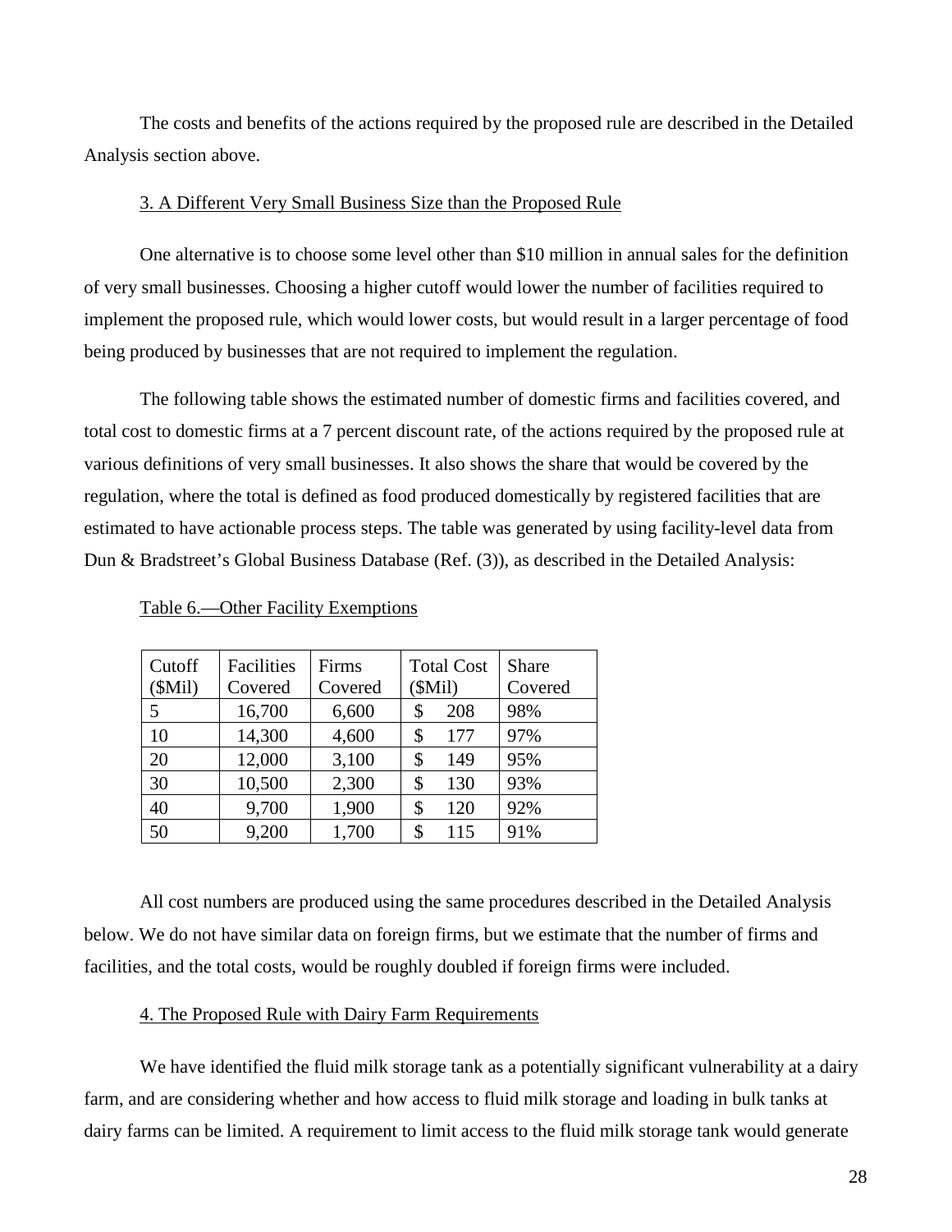The costs and benefits of the actions required by the proposed rule are described in the Detailed Analysis section above.

3. A Different Very Small Business Size than the Proposed Rule

One alternative is to choose some level other than $10 million in annual sales for the definition of very small businesses. Choosing a higher cutoff would lower the number of facilities required to implement the proposed rule, which would lower costs, but would result in a larger percentage of food being produced by businesses that are not required to implement the regulation.

The following table shows the estimated number of domestic firms and facilities covered, and total cost to domestic firms at a 7 percent discount rate, of the actions required by the proposed rule at various definitions of very small businesses. It also shows the share that would be covered by the regulation, where the total is defined as food produced domestically by registered facilities that are estimated to have actionable process steps. The table was generated by using facility-level data from Dun & Bradstreet's Global Business Database (Ref. (3)), as described in the Detailed Analysis:

Table 6.—Other Facility Exemptions

| Cutoff ($Mil) | Facilities Covered | Firms Covered | Total Cost ($Mil) | Share Covered |
|---|---|---|---|---|
| 5 | 16,700 | 6,600 | $ 208 | 98% |
| 10 | 14,300 | 4,600 | $ 177 | 97% |
| 20 | 12,000 | 3,100 | $ 149 | 95% |
| 30 | 10,500 | 2,300 | $ 130 | 93% |
| 40 | 9,700 | 1,900 | $ 120 | 92% |
| 50 | 9,200 | 1,700 | $ 115 | 91% |

All cost numbers are produced using the same procedures described in the Detailed Analysis below. We do not have similar data on foreign firms, but we estimate that the number of firms and facilities, and the total costs, would be roughly doubled if foreign firms were included.

4. The Proposed Rule with Dairy Farm Requirements

We have identified the fluid milk storage tank as a potentially significant vulnerability at a dairy farm, and are considering whether and how access to fluid milk storage and loading in bulk tanks at dairy farms can be limited. A requirement to limit access to the fluid milk storage tank would generate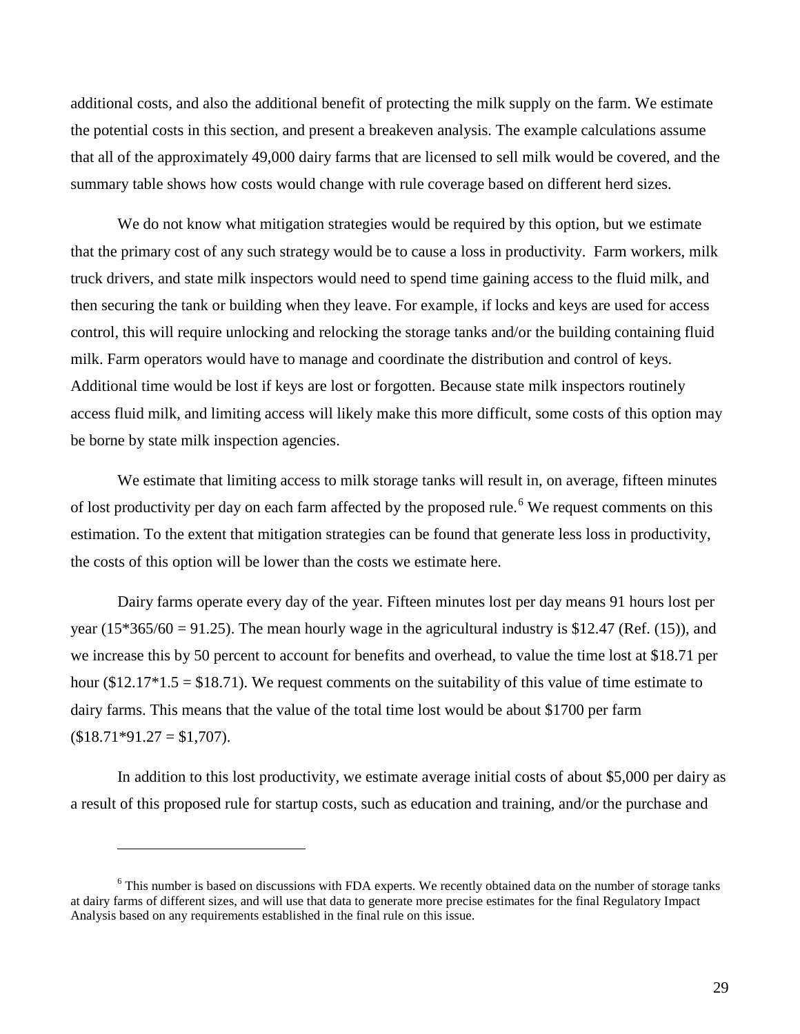additional costs, and also the additional benefit of protecting the milk supply on the farm. We estimate the potential costs in this section, and present a breakeven analysis. The example calculations assume that all of the approximately 49,000 dairy farms that are licensed to sell milk would be covered, and the summary table shows how costs would change with rule coverage based on different herd sizes.

We do not know what mitigation strategies would be required by this option, but we estimate that the primary cost of any such strategy would be to cause a loss in productivity. Farm workers, milk truck drivers, and state milk inspectors would need to spend time gaining access to the fluid milk, and then securing the tank or building when they leave. For example, if locks and keys are used for access control, this will require unlocking and relocking the storage tanks and/or the building containing fluid milk. Farm operators would have to manage and coordinate the distribution and control of keys. Additional time would be lost if keys are lost or forgotten. Because state milk inspectors routinely access fluid milk, and limiting access will likely make this more difficult, some costs of this option may be borne by state milk inspection agencies.

We estimate that limiting access to milk storage tanks will result in, on average, fifteen minutes of lost productivity per day on each farm affected by the proposed rule.[6] We request comments on this estimation. To the extent that mitigation strategies can be found that generate less loss in productivity, the costs of this option will be lower than the costs we estimate here.

Dairy farms operate every day of the year. Fifteen minutes lost per day means 91 hours lost per year (15*365/60 = 91.25). The mean hourly wage in the agricultural industry is $12.47 (Ref. (15)), and we increase this by 50 percent to account for benefits and overhead, to value the time lost at $18.71 per hour ($12.17*1.5 = $18.71). We request comments on the suitability of this value of time estimate to dairy farms. This means that the value of the total time lost would be about $1700 per farm ($18.71*91.27 = $1,707).

In addition to this lost productivity, we estimate average initial costs of about $5,000 per dairy as a result of this proposed rule for startup costs, such as education and training, and/or the purchase and

---

[6] This number is based on discussions with FDA experts. We recently obtained data on the number of storage tanks at dairy farms of different sizes, and will use that data to generate more precise estimates for the final Regulatory Impact Analysis based on any requirements established in the final rule on this issue.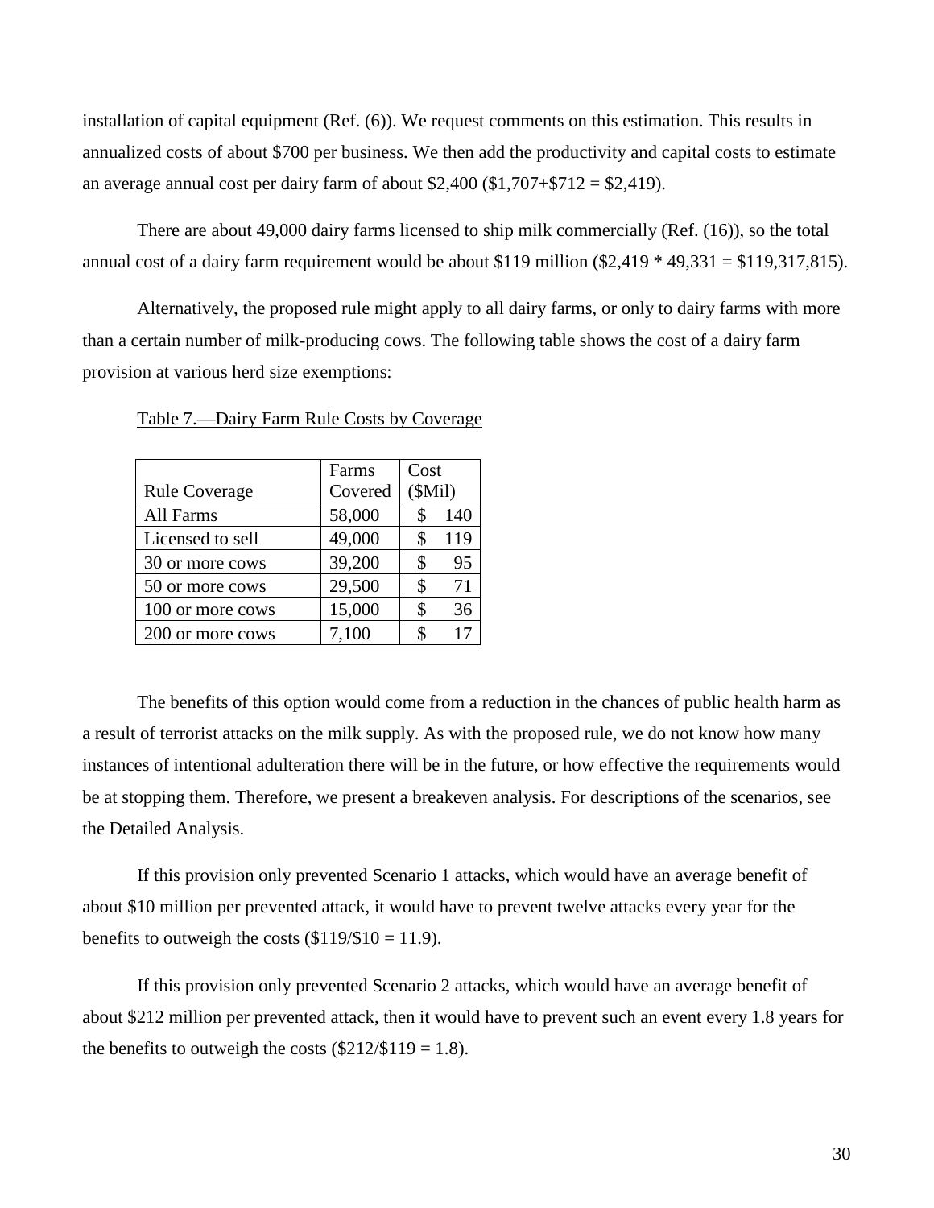installation of capital equipment (Ref. (6)). We request comments on this estimation. This results in annualized costs of about $700 per business. We then add the productivity and capital costs to estimate an average annual cost per dairy farm of about $2,400 ($1,707+$712 = $2,419).

There are about 49,000 dairy farms licensed to ship milk commercially (Ref. (16)), so the total annual cost of a dairy farm requirement would be about $119 million ($2,419 * 49,331 = $119,317,815).

Alternatively, the proposed rule might apply to all dairy farms, or only to dairy farms with more than a certain number of milk-producing cows. The following table shows the cost of a dairy farm provision at various herd size exemptions:

Table 7.—Dairy Farm Rule Costs by Coverage

| Rule Coverage | Farms Covered | Cost ($Mil) |
|---|---|---|
| All Farms | 58,000 | $ 140 |
| Licensed to sell | 49,000 | $ 119 |
| 30 or more cows | 39,200 | $ 95 |
| 50 or more cows | 29,500 | $ 71 |
| 100 or more cows | 15,000 | $ 36 |
| 200 or more cows | 7,100 | $ 17 |

The benefits of this option would come from a reduction in the chances of public health harm as a result of terrorist attacks on the milk supply. As with the proposed rule, we do not know how many instances of intentional adulteration there will be in the future, or how effective the requirements would be at stopping them. Therefore, we present a breakeven analysis. For descriptions of the scenarios, see the Detailed Analysis.

If this provision only prevented Scenario 1 attacks, which would have an average benefit of about $10 million per prevented attack, it would have to prevent twelve attacks every year for the benefits to outweigh the costs ($119/$10 = 11.9).

If this provision only prevented Scenario 2 attacks, which would have an average benefit of about $212 million per prevented attack, then it would have to prevent such an event every 1.8 years for the benefits to outweigh the costs ($212/$119 = 1.8).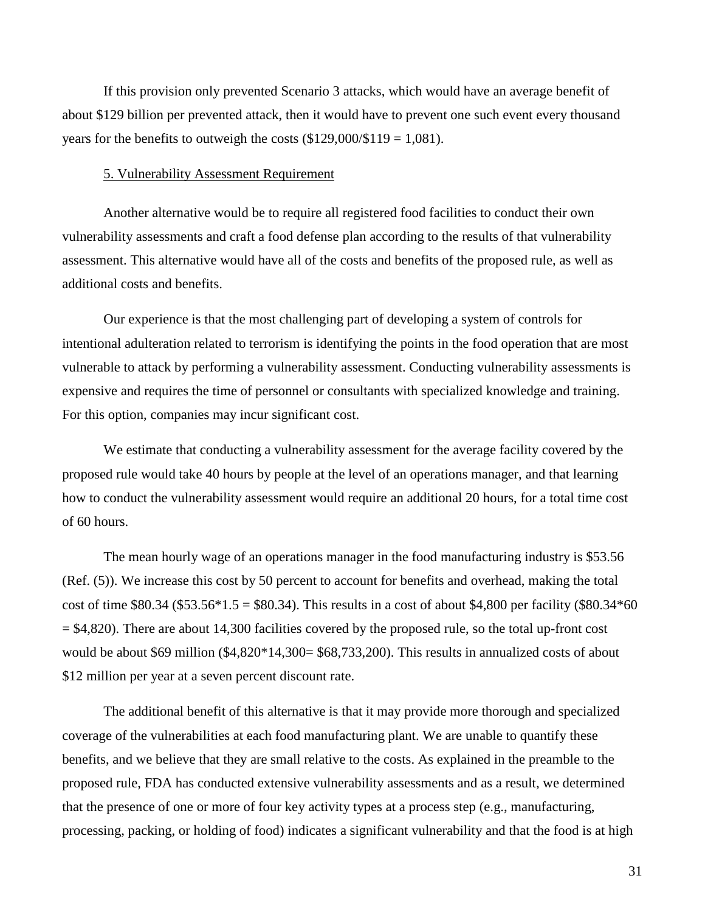If this provision only prevented Scenario 3 attacks, which would have an average benefit of about $129 billion per prevented attack, then it would have to prevent one such event every thousand years for the benefits to outweigh the costs ($129,000/$119 = 1,081).

<u>5. Vulnerability Assessment Requirement</u>

Another alternative would be to require all registered food facilities to conduct their own vulnerability assessments and craft a food defense plan according to the results of that vulnerability assessment. This alternative would have all of the costs and benefits of the proposed rule, as well as additional costs and benefits.

Our experience is that the most challenging part of developing a system of controls for intentional adulteration related to terrorism is identifying the points in the food operation that are most vulnerable to attack by performing a vulnerability assessment. Conducting vulnerability assessments is expensive and requires the time of personnel or consultants with specialized knowledge and training. For this option, companies may incur significant cost.

We estimate that conducting a vulnerability assessment for the average facility covered by the proposed rule would take 40 hours by people at the level of an operations manager, and that learning how to conduct the vulnerability assessment would require an additional 20 hours, for a total time cost of 60 hours.

The mean hourly wage of an operations manager in the food manufacturing industry is $53.56 (Ref. (5)). We increase this cost by 50 percent to account for benefits and overhead, making the total cost of time $80.34 ($53.56*1.5 = $80.34). This results in a cost of about $4,800 per facility ($80.34*60 = $4,820). There are about 14,300 facilities covered by the proposed rule, so the total up-front cost would be about $69 million ($4,820*14,300= $68,733,200). This results in annualized costs of about $12 million per year at a seven percent discount rate.

The additional benefit of this alternative is that it may provide more thorough and specialized coverage of the vulnerabilities at each food manufacturing plant. We are unable to quantify these benefits, and we believe that they are small relative to the costs. As explained in the preamble to the proposed rule, FDA has conducted extensive vulnerability assessments and as a result, we determined that the presence of one or more of four key activity types at a process step (e.g., manufacturing, processing, packing, or holding of food) indicates a significant vulnerability and that the food is at high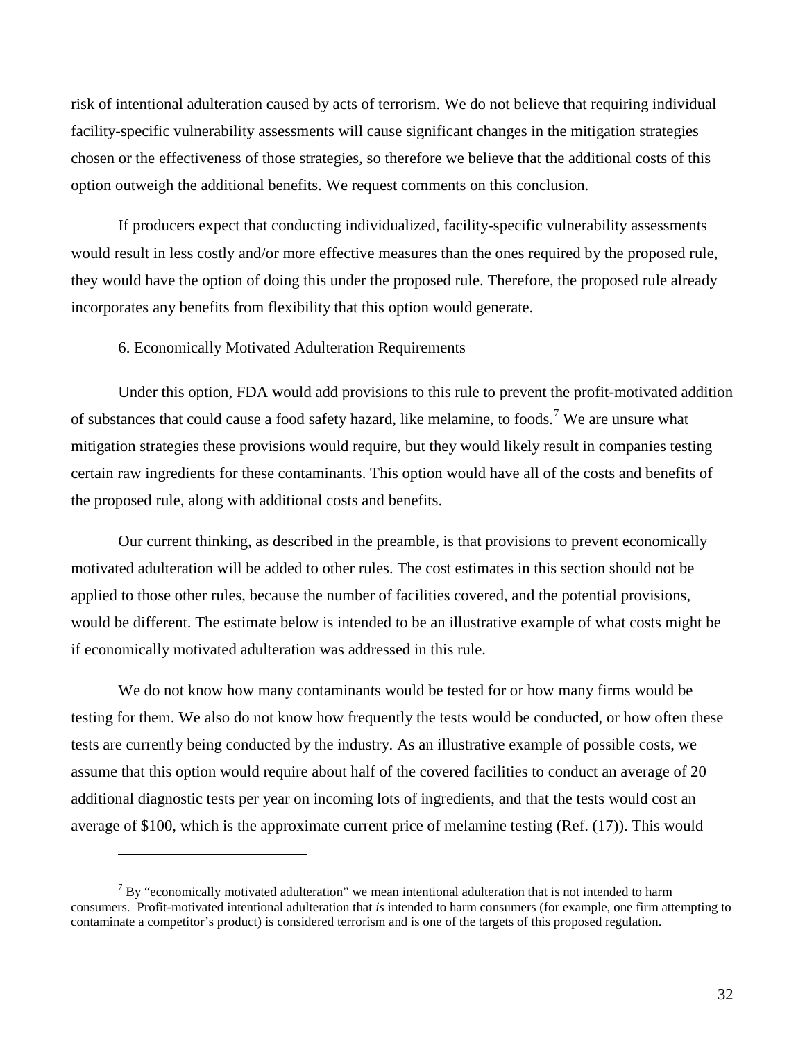risk of intentional adulteration caused by acts of terrorism. We do not believe that requiring individual facility-specific vulnerability assessments will cause significant changes in the mitigation strategies chosen or the effectiveness of those strategies, so therefore we believe that the additional costs of this option outweigh the additional benefits. We request comments on this conclusion.

If producers expect that conducting individualized, facility-specific vulnerability assessments would result in less costly and/or more effective measures than the ones required by the proposed rule, they would have the option of doing this under the proposed rule. Therefore, the proposed rule already incorporates any benefits from flexibility that this option would generate.

6. Economically Motivated Adulteration Requirements

Under this option, FDA would add provisions to this rule to prevent the profit-motivated addition of substances that could cause a food safety hazard, like melamine, to foods.[7] We are unsure what mitigation strategies these provisions would require, but they would likely result in companies testing certain raw ingredients for these contaminants. This option would have all of the costs and benefits of the proposed rule, along with additional costs and benefits.

Our current thinking, as described in the preamble, is that provisions to prevent economically motivated adulteration will be added to other rules. The cost estimates in this section should not be applied to those other rules, because the number of facilities covered, and the potential provisions, would be different. The estimate below is intended to be an illustrative example of what costs might be if economically motivated adulteration was addressed in this rule.

We do not know how many contaminants would be tested for or how many firms would be testing for them. We also do not know how frequently the tests would be conducted, or how often these tests are currently being conducted by the industry. As an illustrative example of possible costs, we assume that this option would require about half of the covered facilities to conduct an average of 20 additional diagnostic tests per year on incoming lots of ingredients, and that the tests would cost an average of $100, which is the approximate current price of melamine testing (Ref. (17)). This would

[7] By "economically motivated adulteration" we mean intentional adulteration that is not intended to harm consumers. Profit-motivated intentional adulteration that *is* intended to harm consumers (for example, one firm attempting to contaminate a competitor's product) is considered terrorism and is one of the targets of this proposed regulation.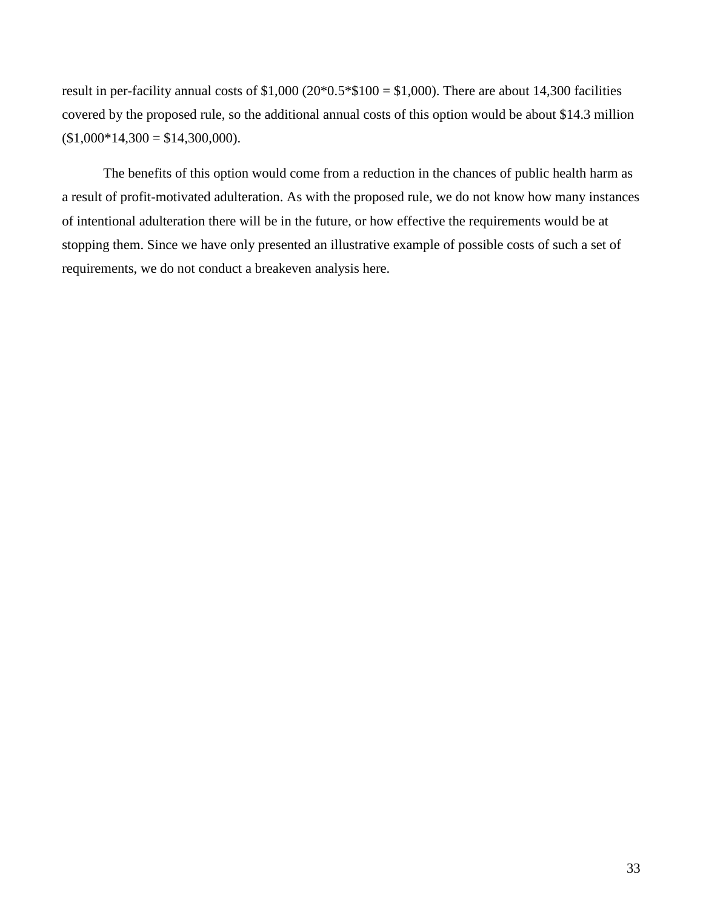result in per-facility annual costs of $1,000 (20*0.5*$100 = $1,000). There are about 14,300 facilities covered by the proposed rule, so the additional annual costs of this option would be about $14.3 million ($1,000*14,300 = $14,300,000).

The benefits of this option would come from a reduction in the chances of public health harm as a result of profit-motivated adulteration. As with the proposed rule, we do not know how many instances of intentional adulteration there will be in the future, or how effective the requirements would be at stopping them. Since we have only presented an illustrative example of possible costs of such a set of requirements, we do not conduct a breakeven analysis here.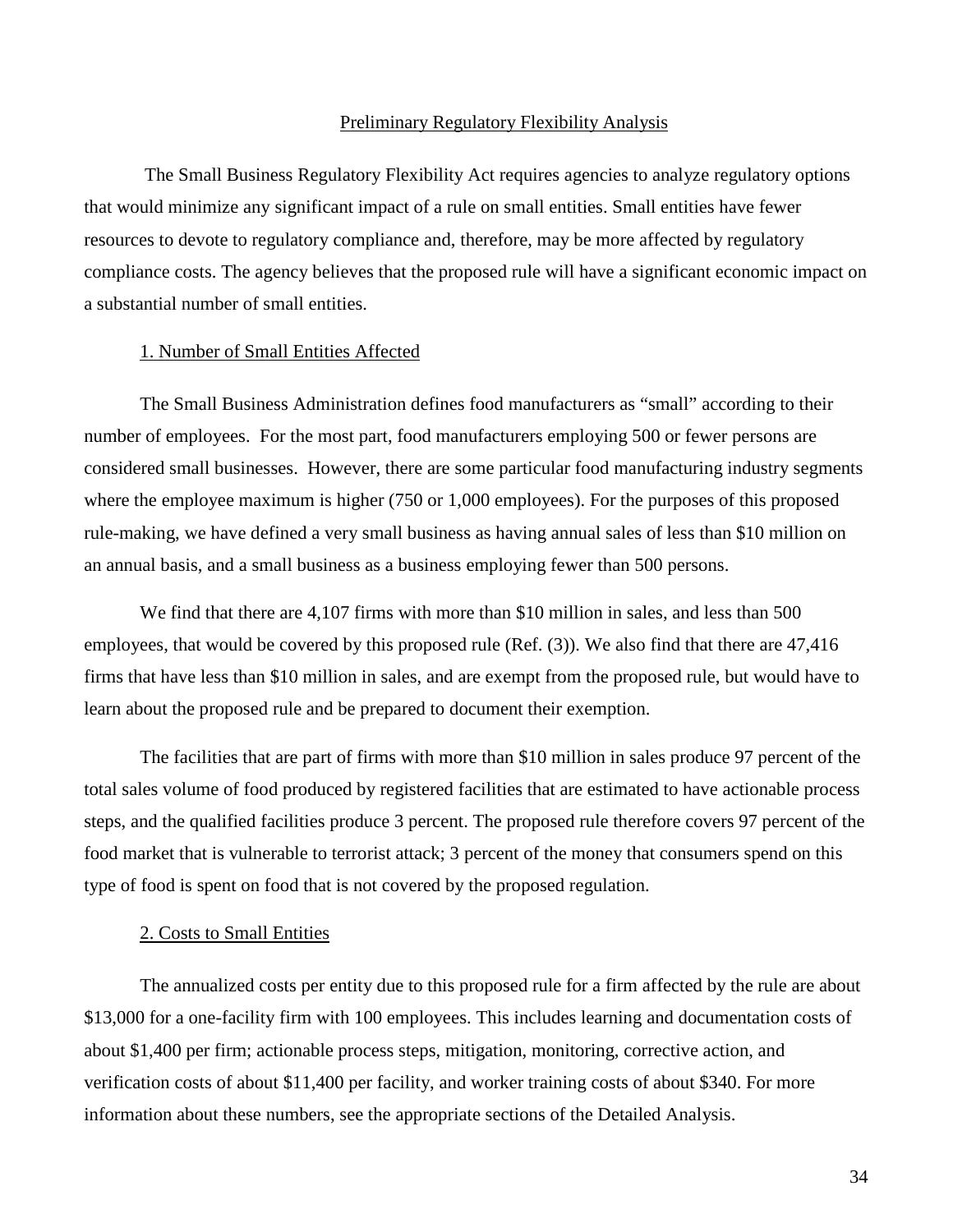## Preliminary Regulatory Flexibility Analysis

The Small Business Regulatory Flexibility Act requires agencies to analyze regulatory options that would minimize any significant impact of a rule on small entities. Small entities have fewer resources to devote to regulatory compliance and, therefore, may be more affected by regulatory compliance costs. The agency believes that the proposed rule will have a significant economic impact on a substantial number of small entities.

### 1. Number of Small Entities Affected

The Small Business Administration defines food manufacturers as "small" according to their number of employees. For the most part, food manufacturers employing 500 or fewer persons are considered small businesses. However, there are some particular food manufacturing industry segments where the employee maximum is higher (750 or 1,000 employees). For the purposes of this proposed rule-making, we have defined a very small business as having annual sales of less than $10 million on an annual basis, and a small business as a business employing fewer than 500 persons.

We find that there are 4,107 firms with more than $10 million in sales, and less than 500 employees, that would be covered by this proposed rule (Ref. (3)). We also find that there are 47,416 firms that have less than $10 million in sales, and are exempt from the proposed rule, but would have to learn about the proposed rule and be prepared to document their exemption.

The facilities that are part of firms with more than $10 million in sales produce 97 percent of the total sales volume of food produced by registered facilities that are estimated to have actionable process steps, and the qualified facilities produce 3 percent. The proposed rule therefore covers 97 percent of the food market that is vulnerable to terrorist attack; 3 percent of the money that consumers spend on this type of food is spent on food that is not covered by the proposed regulation.

### 2. Costs to Small Entities

The annualized costs per entity due to this proposed rule for a firm affected by the rule are about $13,000 for a one-facility firm with 100 employees. This includes learning and documentation costs of about $1,400 per firm; actionable process steps, mitigation, monitoring, corrective action, and verification costs of about $11,400 per facility, and worker training costs of about $340. For more information about these numbers, see the appropriate sections of the Detailed Analysis.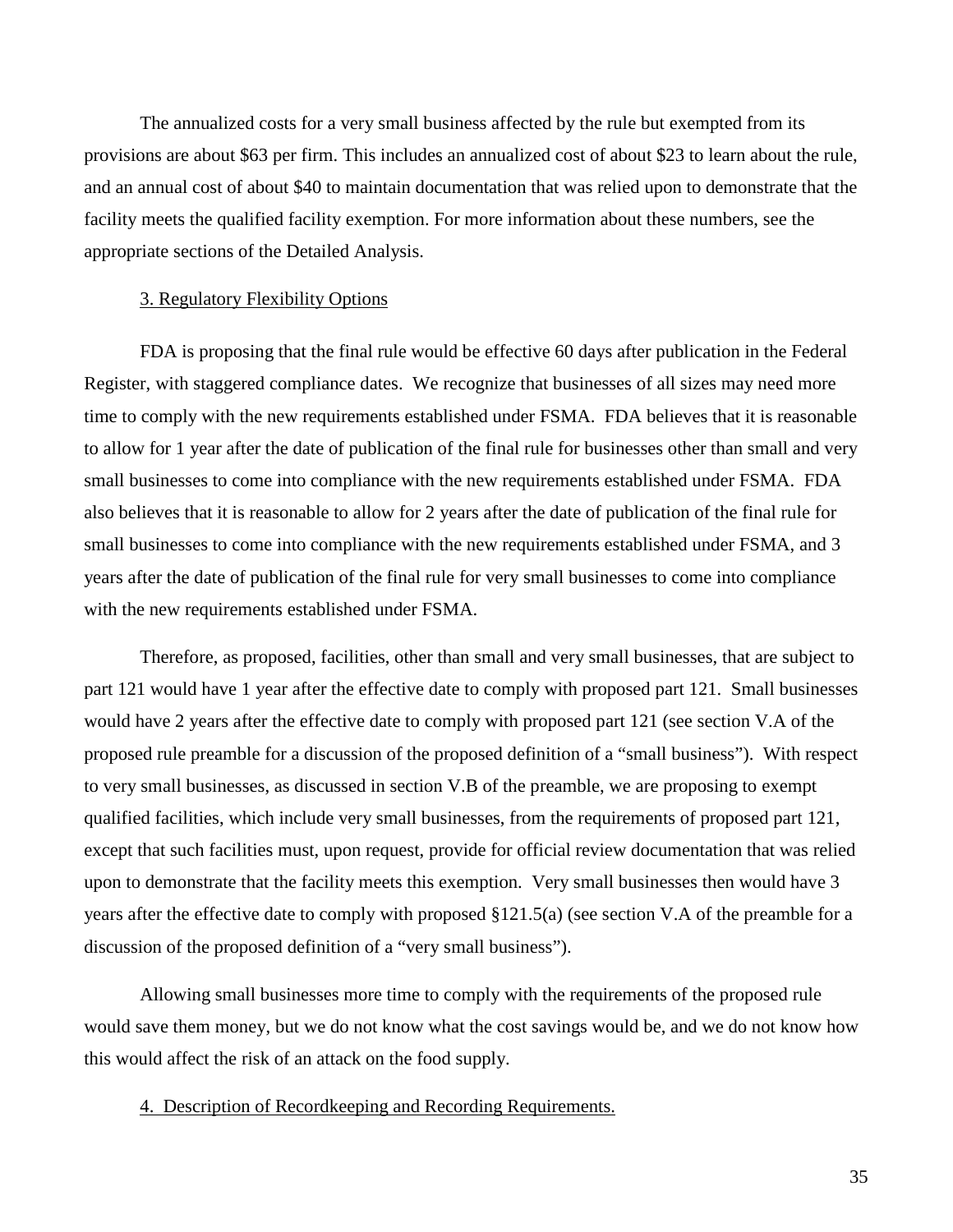The annualized costs for a very small business affected by the rule but exempted from its provisions are about $63 per firm. This includes an annualized cost of about $23 to learn about the rule, and an annual cost of about $40 to maintain documentation that was relied upon to demonstrate that the facility meets the qualified facility exemption. For more information about these numbers, see the appropriate sections of the Detailed Analysis.

3. Regulatory Flexibility Options

FDA is proposing that the final rule would be effective 60 days after publication in the Federal Register, with staggered compliance dates. We recognize that businesses of all sizes may need more time to comply with the new requirements established under FSMA. FDA believes that it is reasonable to allow for 1 year after the date of publication of the final rule for businesses other than small and very small businesses to come into compliance with the new requirements established under FSMA. FDA also believes that it is reasonable to allow for 2 years after the date of publication of the final rule for small businesses to come into compliance with the new requirements established under FSMA, and 3 years after the date of publication of the final rule for very small businesses to come into compliance with the new requirements established under FSMA.

Therefore, as proposed, facilities, other than small and very small businesses, that are subject to part 121 would have 1 year after the effective date to comply with proposed part 121. Small businesses would have 2 years after the effective date to comply with proposed part 121 (see section V.A of the proposed rule preamble for a discussion of the proposed definition of a "small business"). With respect to very small businesses, as discussed in section V.B of the preamble, we are proposing to exempt qualified facilities, which include very small businesses, from the requirements of proposed part 121, except that such facilities must, upon request, provide for official review documentation that was relied upon to demonstrate that the facility meets this exemption. Very small businesses then would have 3 years after the effective date to comply with proposed §121.5(a) (see section V.A of the preamble for a discussion of the proposed definition of a "very small business").

Allowing small businesses more time to comply with the requirements of the proposed rule would save them money, but we do not know what the cost savings would be, and we do not know how this would affect the risk of an attack on the food supply.

4. Description of Recordkeeping and Recording Requirements.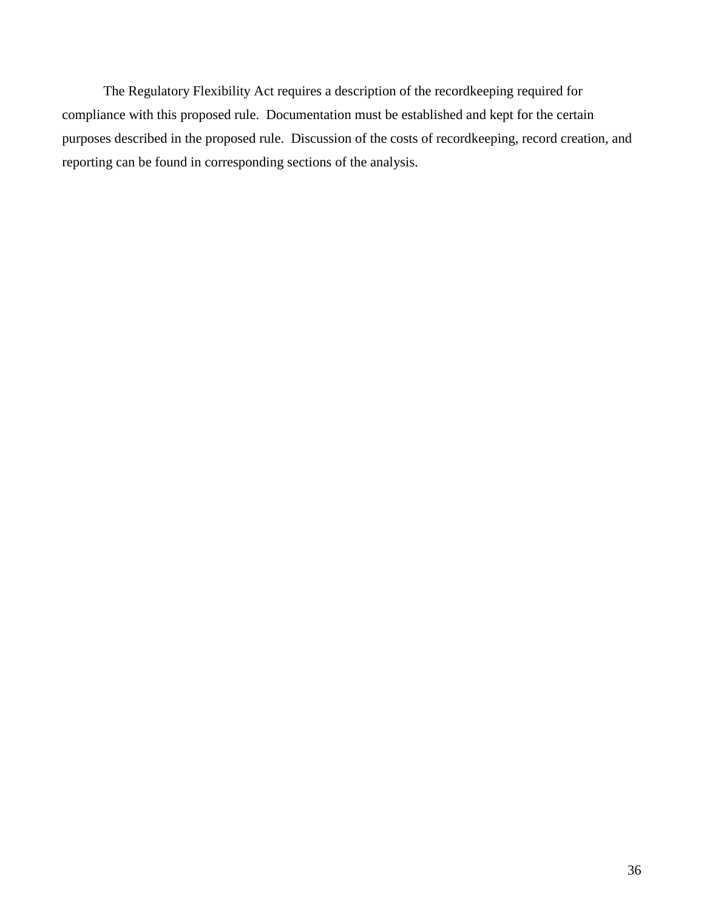The Regulatory Flexibility Act requires a description of the recordkeeping required for compliance with this proposed rule. Documentation must be established and kept for the certain purposes described in the proposed rule. Discussion of the costs of recordkeeping, record creation, and reporting can be found in corresponding sections of the analysis.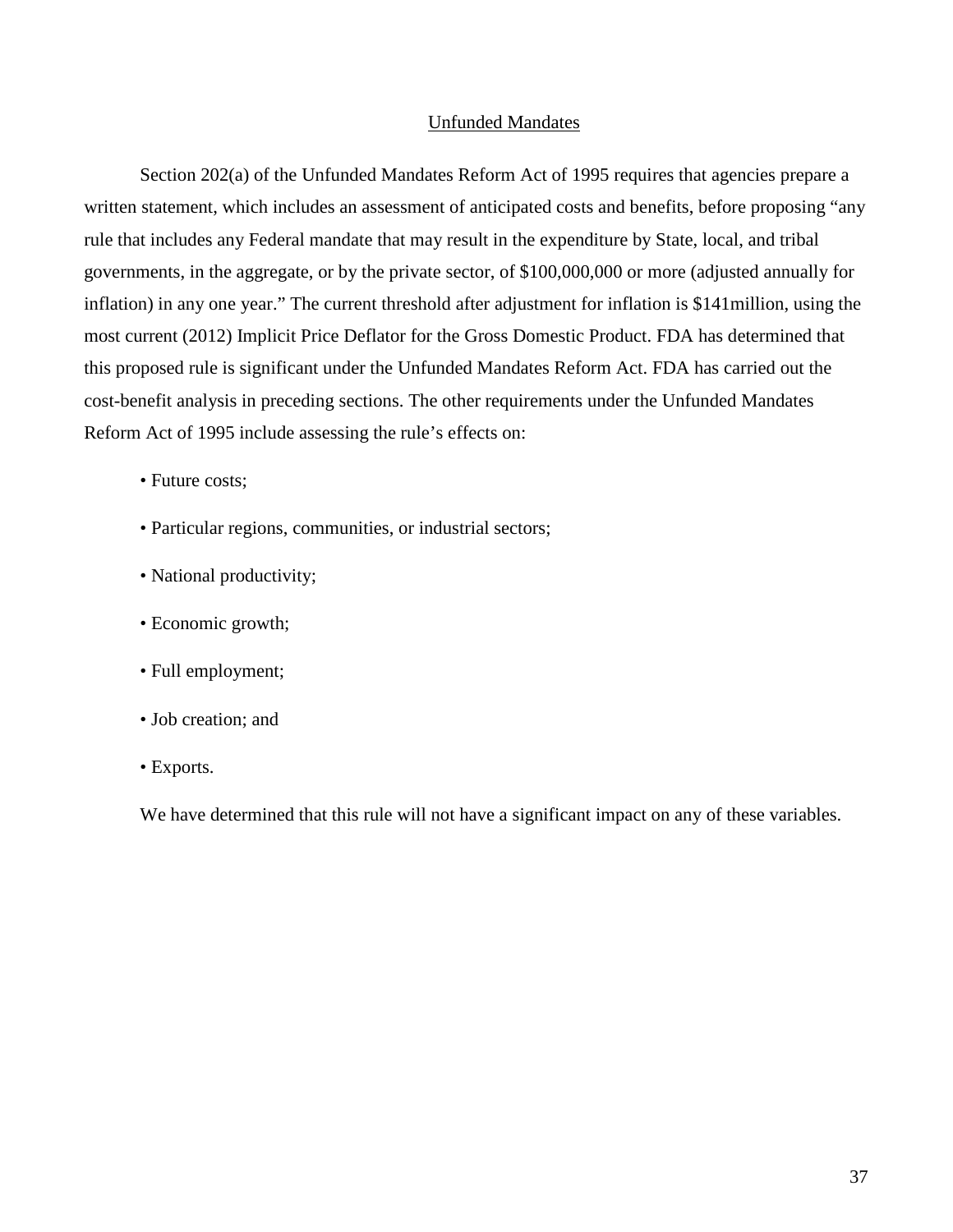## Unfunded Mandates

Section 202(a) of the Unfunded Mandates Reform Act of 1995 requires that agencies prepare a written statement, which includes an assessment of anticipated costs and benefits, before proposing "any rule that includes any Federal mandate that may result in the expenditure by State, local, and tribal governments, in the aggregate, or by the private sector, of $100,000,000 or more (adjusted annually for inflation) in any one year." The current threshold after adjustment for inflation is $141million, using the most current (2012) Implicit Price Deflator for the Gross Domestic Product. FDA has determined that this proposed rule is significant under the Unfunded Mandates Reform Act. FDA has carried out the cost-benefit analysis in preceding sections. The other requirements under the Unfunded Mandates Reform Act of 1995 include assessing the rule's effects on:

- Future costs;
- Particular regions, communities, or industrial sectors;
- National productivity;
- Economic growth;
- Full employment;
- Job creation; and
- Exports.

We have determined that this rule will not have a significant impact on any of these variables.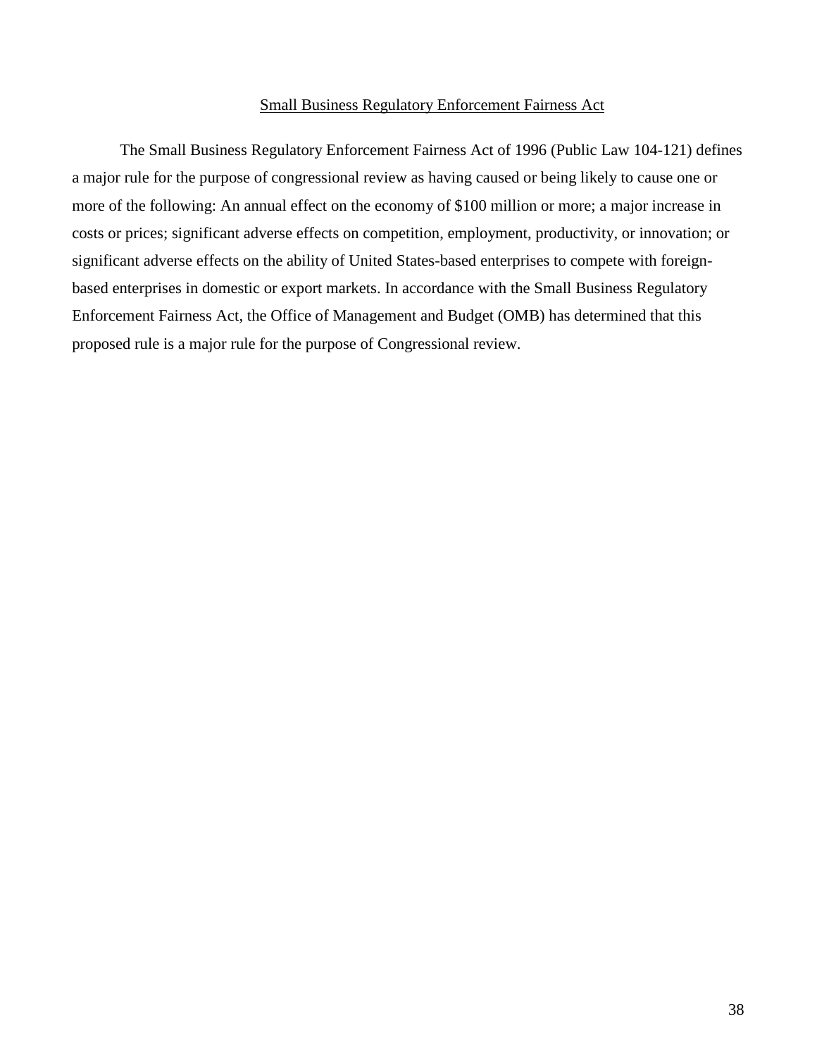## Small Business Regulatory Enforcement Fairness Act

The Small Business Regulatory Enforcement Fairness Act of 1996 (Public Law 104-121) defines a major rule for the purpose of congressional review as having caused or being likely to cause one or more of the following: An annual effect on the economy of $100 million or more; a major increase in costs or prices; significant adverse effects on competition, employment, productivity, or innovation; or significant adverse effects on the ability of United States-based enterprises to compete with foreign-based enterprises in domestic or export markets. In accordance with the Small Business Regulatory Enforcement Fairness Act, the Office of Management and Budget (OMB) has determined that this proposed rule is a major rule for the purpose of Congressional review.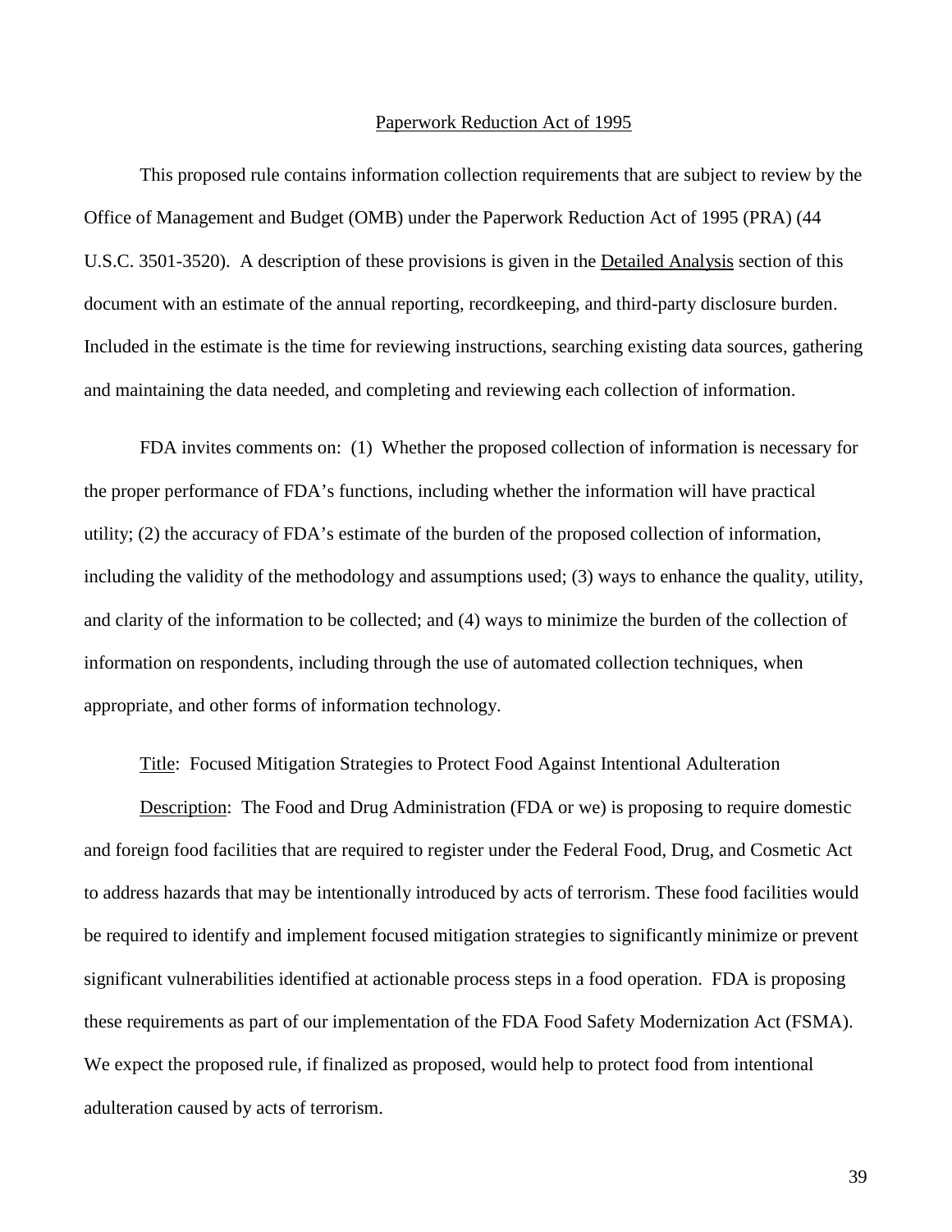## Paperwork Reduction Act of 1995

This proposed rule contains information collection requirements that are subject to review by the Office of Management and Budget (OMB) under the Paperwork Reduction Act of 1995 (PRA) (44 U.S.C. 3501-3520). A description of these provisions is given in the Detailed Analysis section of this document with an estimate of the annual reporting, recordkeeping, and third-party disclosure burden. Included in the estimate is the time for reviewing instructions, searching existing data sources, gathering and maintaining the data needed, and completing and reviewing each collection of information.

FDA invites comments on: (1) Whether the proposed collection of information is necessary for the proper performance of FDA's functions, including whether the information will have practical utility; (2) the accuracy of FDA's estimate of the burden of the proposed collection of information, including the validity of the methodology and assumptions used; (3) ways to enhance the quality, utility, and clarity of the information to be collected; and (4) ways to minimize the burden of the collection of information on respondents, including through the use of automated collection techniques, when appropriate, and other forms of information technology.

Title: Focused Mitigation Strategies to Protect Food Against Intentional Adulteration

Description: The Food and Drug Administration (FDA or we) is proposing to require domestic and foreign food facilities that are required to register under the Federal Food, Drug, and Cosmetic Act to address hazards that may be intentionally introduced by acts of terrorism. These food facilities would be required to identify and implement focused mitigation strategies to significantly minimize or prevent significant vulnerabilities identified at actionable process steps in a food operation. FDA is proposing these requirements as part of our implementation of the FDA Food Safety Modernization Act (FSMA). We expect the proposed rule, if finalized as proposed, would help to protect food from intentional adulteration caused by acts of terrorism.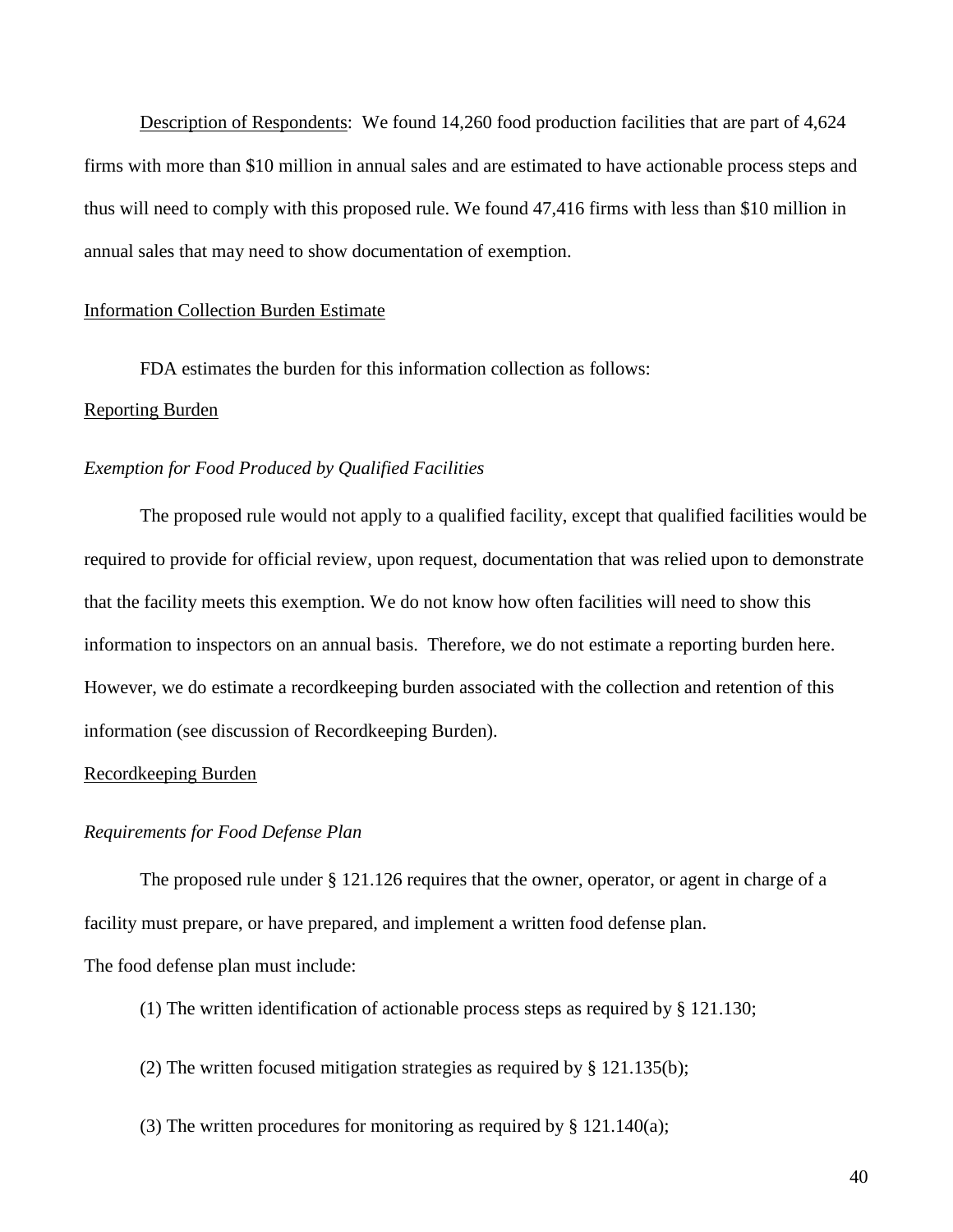<u>Description of Respondents</u>: We found 14,260 food production facilities that are part of 4,624 firms with more than $10 million in annual sales and are estimated to have actionable process steps and thus will need to comply with this proposed rule. We found 47,416 firms with less than $10 million in annual sales that may need to show documentation of exemption.

<u>Information Collection Burden Estimate</u>

FDA estimates the burden for this information collection as follows:

<u>Reporting Burden</u>

*Exemption for Food Produced by Qualified Facilities*

The proposed rule would not apply to a qualified facility, except that qualified facilities would be required to provide for official review, upon request, documentation that was relied upon to demonstrate that the facility meets this exemption. We do not know how often facilities will need to show this information to inspectors on an annual basis. Therefore, we do not estimate a reporting burden here. However, we do estimate a recordkeeping burden associated with the collection and retention of this information (see discussion of Recordkeeping Burden).

<u>Recordkeeping Burden</u>

*Requirements for Food Defense Plan*

The proposed rule under § 121.126 requires that the owner, operator, or agent in charge of a facility must prepare, or have prepared, and implement a written food defense plan.

The food defense plan must include:

(1) The written identification of actionable process steps as required by § 121.130;

(2) The written focused mitigation strategies as required by § 121.135(b);

(3) The written procedures for monitoring as required by § 121.140(a);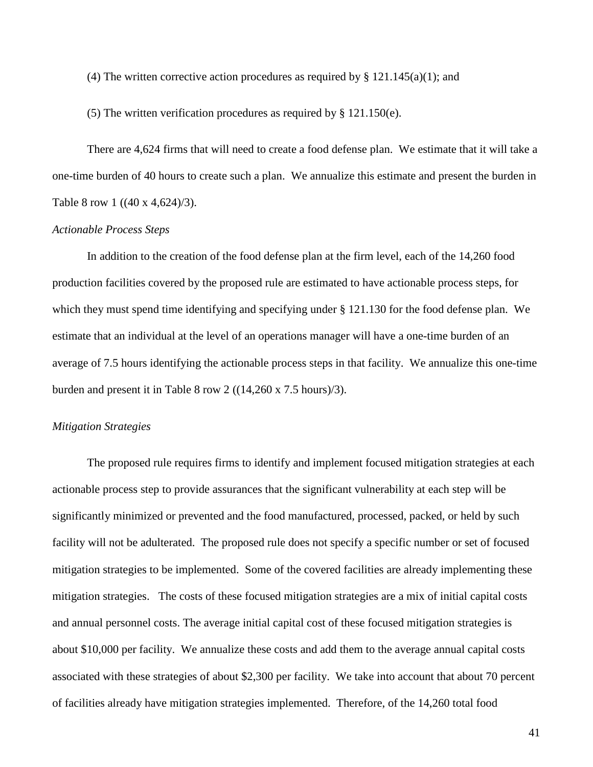(4) The written corrective action procedures as required by § 121.145(a)(1); and

(5) The written verification procedures as required by § 121.150(e).

There are 4,624 firms that will need to create a food defense plan. We estimate that it will take a one-time burden of 40 hours to create such a plan. We annualize this estimate and present the burden in Table 8 row 1 ((40 x 4,624)/3).

*Actionable Process Steps*

In addition to the creation of the food defense plan at the firm level, each of the 14,260 food production facilities covered by the proposed rule are estimated to have actionable process steps, for which they must spend time identifying and specifying under § 121.130 for the food defense plan. We estimate that an individual at the level of an operations manager will have a one-time burden of an average of 7.5 hours identifying the actionable process steps in that facility. We annualize this one-time burden and present it in Table 8 row 2 ((14,260 x 7.5 hours)/3).

*Mitigation Strategies*

The proposed rule requires firms to identify and implement focused mitigation strategies at each actionable process step to provide assurances that the significant vulnerability at each step will be significantly minimized or prevented and the food manufactured, processed, packed, or held by such facility will not be adulterated. The proposed rule does not specify a specific number or set of focused mitigation strategies to be implemented. Some of the covered facilities are already implementing these mitigation strategies. The costs of these focused mitigation strategies are a mix of initial capital costs and annual personnel costs. The average initial capital cost of these focused mitigation strategies is about $10,000 per facility. We annualize these costs and add them to the average annual capital costs associated with these strategies of about $2,300 per facility. We take into account that about 70 percent of facilities already have mitigation strategies implemented. Therefore, of the 14,260 total food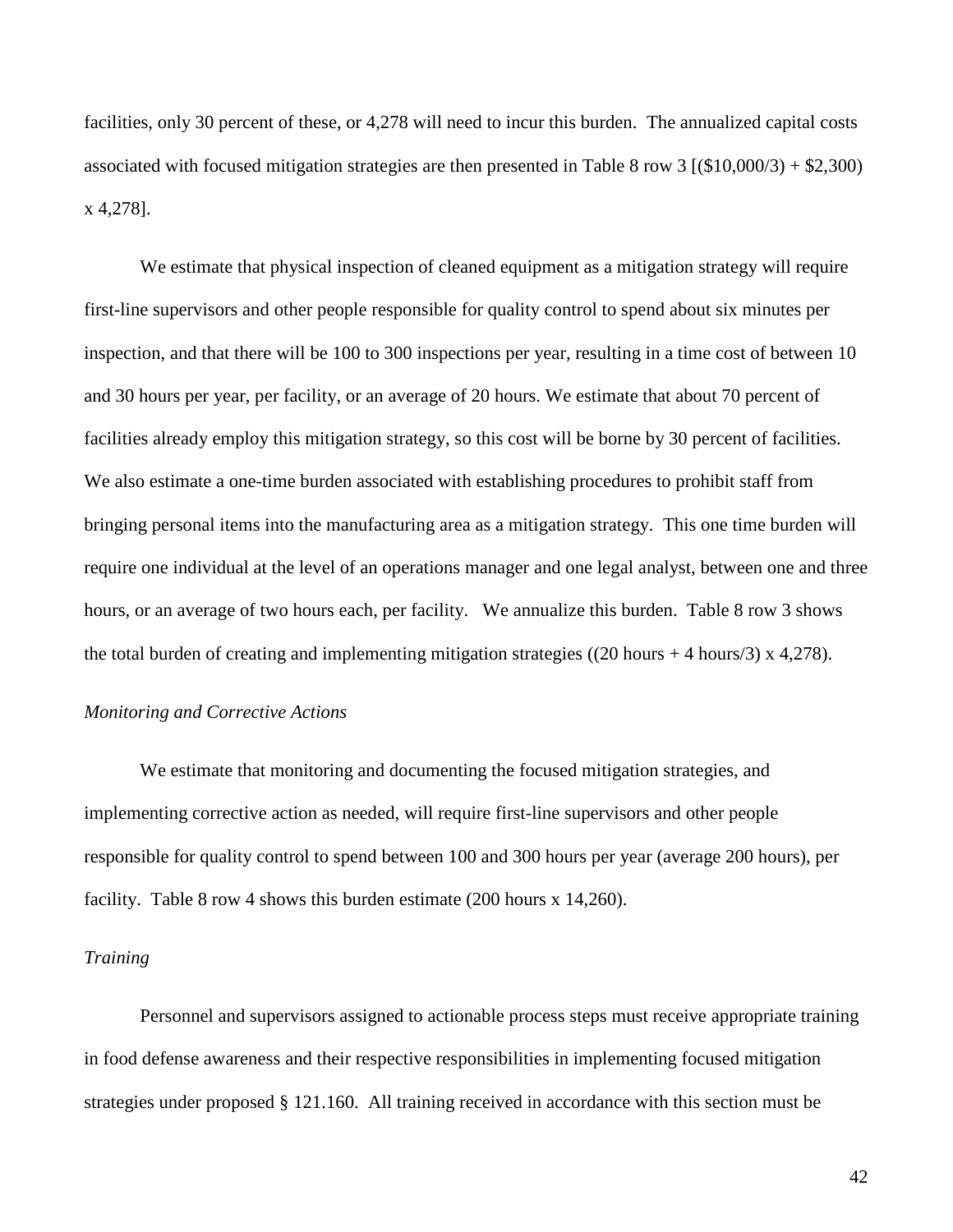facilities, only 30 percent of these, or 4,278 will need to incur this burden. The annualized capital costs associated with focused mitigation strategies are then presented in Table 8 row 3 [($10,000/3) + $2,300) x 4,278].

We estimate that physical inspection of cleaned equipment as a mitigation strategy will require first-line supervisors and other people responsible for quality control to spend about six minutes per inspection, and that there will be 100 to 300 inspections per year, resulting in a time cost of between 10 and 30 hours per year, per facility, or an average of 20 hours. We estimate that about 70 percent of facilities already employ this mitigation strategy, so this cost will be borne by 30 percent of facilities. We also estimate a one-time burden associated with establishing procedures to prohibit staff from bringing personal items into the manufacturing area as a mitigation strategy. This one time burden will require one individual at the level of an operations manager and one legal analyst, between one and three hours, or an average of two hours each, per facility. We annualize this burden. Table 8 row 3 shows the total burden of creating and implementing mitigation strategies ((20 hours + 4 hours/3) x 4,278).

*Monitoring and Corrective Actions*

We estimate that monitoring and documenting the focused mitigation strategies, and implementing corrective action as needed, will require first-line supervisors and other people responsible for quality control to spend between 100 and 300 hours per year (average 200 hours), per facility. Table 8 row 4 shows this burden estimate (200 hours x 14,260).

*Training*

Personnel and supervisors assigned to actionable process steps must receive appropriate training in food defense awareness and their respective responsibilities in implementing focused mitigation strategies under proposed § 121.160. All training received in accordance with this section must be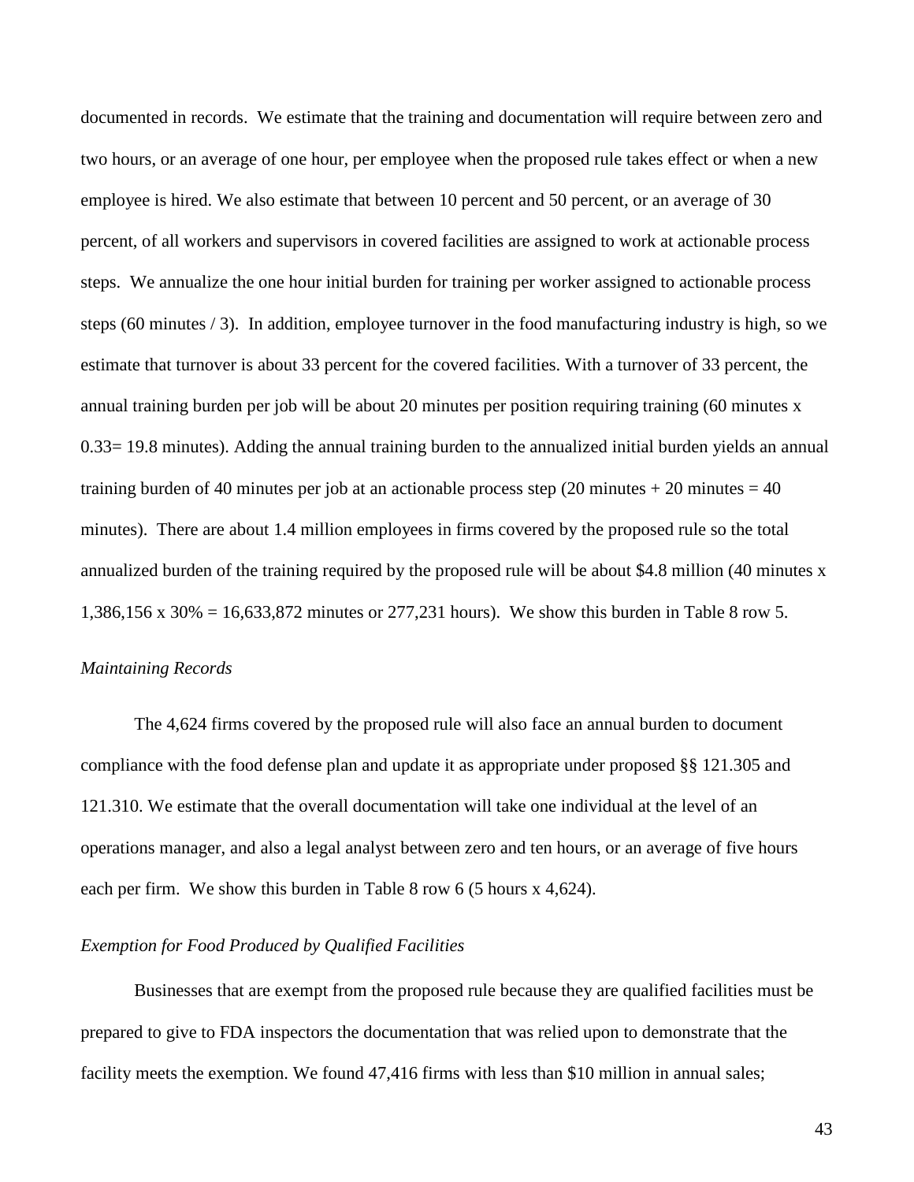documented in records. We estimate that the training and documentation will require between zero and two hours, or an average of one hour, per employee when the proposed rule takes effect or when a new employee is hired. We also estimate that between 10 percent and 50 percent, or an average of 30 percent, of all workers and supervisors in covered facilities are assigned to work at actionable process steps. We annualize the one hour initial burden for training per worker assigned to actionable process steps (60 minutes / 3). In addition, employee turnover in the food manufacturing industry is high, so we estimate that turnover is about 33 percent for the covered facilities. With a turnover of 33 percent, the annual training burden per job will be about 20 minutes per position requiring training (60 minutes x 0.33= 19.8 minutes). Adding the annual training burden to the annualized initial burden yields an annual training burden of 40 minutes per job at an actionable process step (20 minutes + 20 minutes = 40 minutes). There are about 1.4 million employees in firms covered by the proposed rule so the total annualized burden of the training required by the proposed rule will be about $4.8 million (40 minutes x 1,386,156 x 30% = 16,633,872 minutes or 277,231 hours). We show this burden in Table 8 row 5.

*Maintaining Records*

The 4,624 firms covered by the proposed rule will also face an annual burden to document compliance with the food defense plan and update it as appropriate under proposed §§ 121.305 and 121.310. We estimate that the overall documentation will take one individual at the level of an operations manager, and also a legal analyst between zero and ten hours, or an average of five hours each per firm. We show this burden in Table 8 row 6 (5 hours x 4,624).

*Exemption for Food Produced by Qualified Facilities*

Businesses that are exempt from the proposed rule because they are qualified facilities must be prepared to give to FDA inspectors the documentation that was relied upon to demonstrate that the facility meets the exemption. We found 47,416 firms with less than $10 million in annual sales;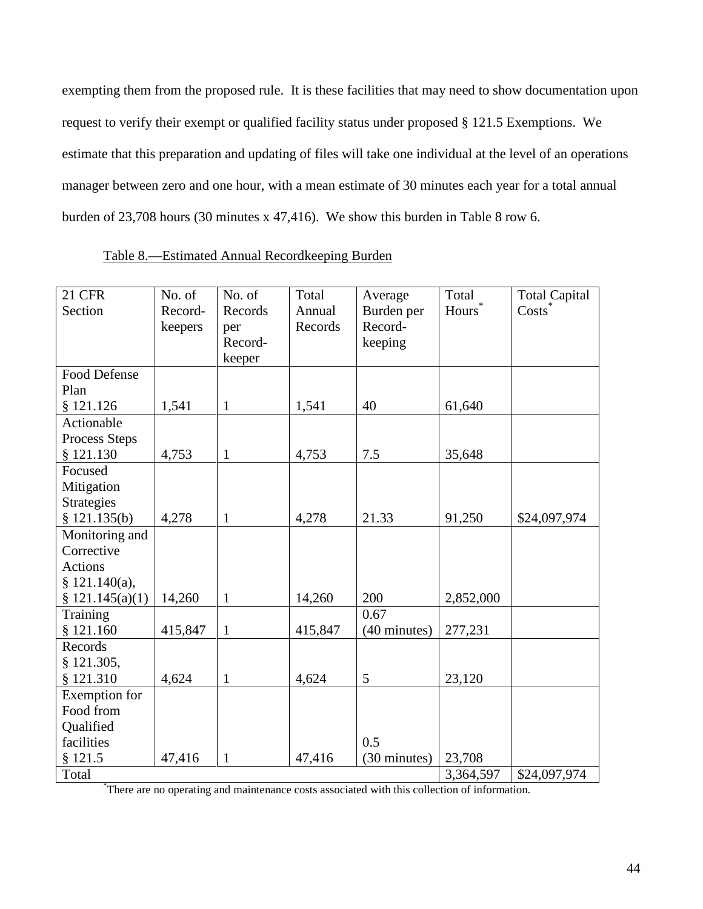exempting them from the proposed rule. It is these facilities that may need to show documentation upon request to verify their exempt or qualified facility status under proposed § 121.5 Exemptions. We estimate that this preparation and updating of files will take one individual at the level of an operations manager between zero and one hour, with a mean estimate of 30 minutes each year for a total annual burden of 23,708 hours (30 minutes x 47,416). We show this burden in Table 8 row 6.

Table 8.—Estimated Annual Recordkeeping Burden

| 21 CFR Section | No. of Record-keepers | No. of Records per Record-keeper | Total Annual Records | Average Burden per Record-keeping | Total Hours* | Total Capital Costs* |
|---|---|---|---|---|---|---|
| Food Defense Plan § 121.126 | 1,541 | 1 | 1,541 | 40 | 61,640 | |
| Actionable Process Steps § 121.130 | 4,753 | 1 | 4,753 | 7.5 | 35,648 | |
| Focused Mitigation Strategies § 121.135(b) | 4,278 | 1 | 4,278 | 21.33 | 91,250 | $24,097,974 |
| Monitoring and Corrective Actions § 121.140(a), § 121.145(a)(1) | 14,260 | 1 | 14,260 | 200 | 2,852,000 | |
| Training § 121.160 | 415,847 | 1 | 415,847 | 0.67 (40 minutes) | 277,231 | |
| Records § 121.305, § 121.310 | 4,624 | 1 | 4,624 | 5 | 23,120 | |
| Exemption for Food from Qualified facilities § 121.5 | 47,416 | 1 | 47,416 | 0.5 (30 minutes) | 23,708 | |
| Total | | | | | 3,364,597 | $24,097,974 |

*There are no operating and maintenance costs associated with this collection of information.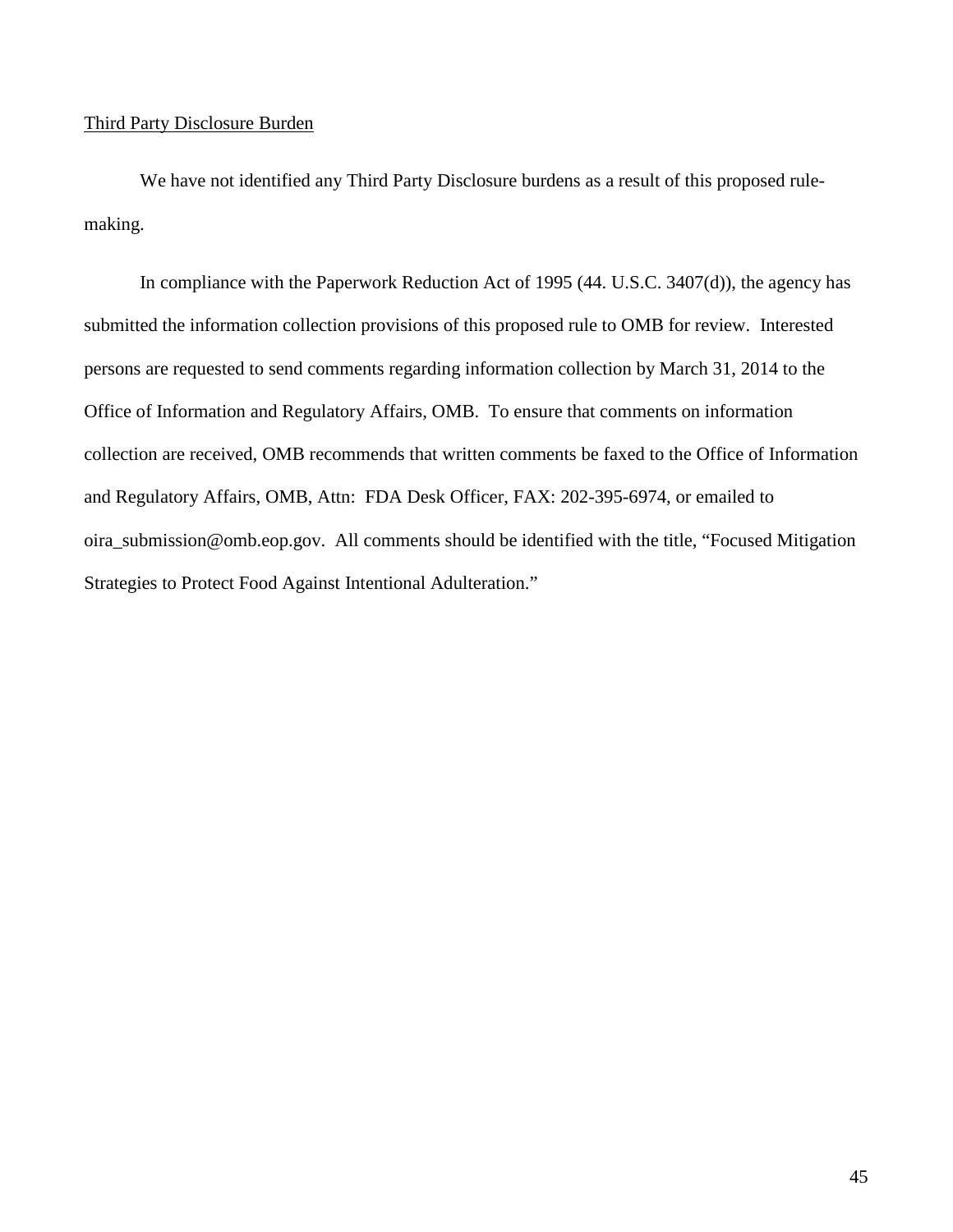Third Party Disclosure Burden

We have not identified any Third Party Disclosure burdens as a result of this proposed rule-making.

In compliance with the Paperwork Reduction Act of 1995 (44. U.S.C. 3407(d)), the agency has submitted the information collection provisions of this proposed rule to OMB for review. Interested persons are requested to send comments regarding information collection by March 31, 2014 to the Office of Information and Regulatory Affairs, OMB. To ensure that comments on information collection are received, OMB recommends that written comments be faxed to the Office of Information and Regulatory Affairs, OMB, Attn: FDA Desk Officer, FAX: 202-395-6974, or emailed to oira_submission@omb.eop.gov. All comments should be identified with the title, "Focused Mitigation Strategies to Protect Food Against Intentional Adulteration."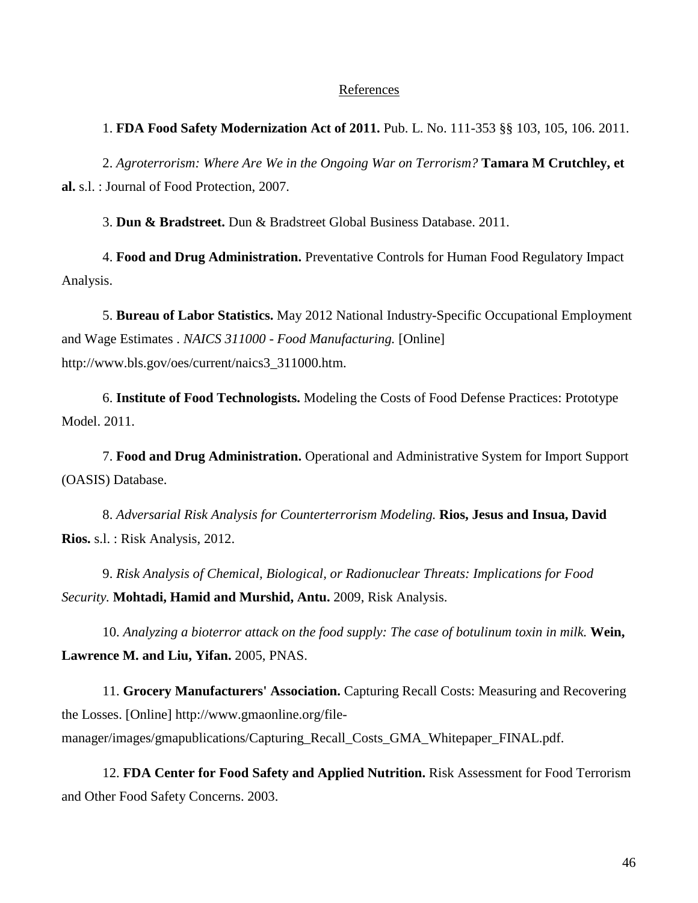## References

1. **FDA Food Safety Modernization Act of 2011.** Pub. L. No. 111-353 §§ 103, 105, 106. 2011.

2. *Agroterrorism: Where Are We in the Ongoing War on Terrorism?* **Tamara M Crutchley, et al.** s.l. : Journal of Food Protection, 2007.

3. **Dun & Bradstreet.** Dun & Bradstreet Global Business Database. 2011.

4. **Food and Drug Administration.** Preventative Controls for Human Food Regulatory Impact Analysis.

5. **Bureau of Labor Statistics.** May 2012 National Industry-Specific Occupational Employment and Wage Estimates . *NAICS 311000 - Food Manufacturing.* [Online] http://www.bls.gov/oes/current/naics3_311000.htm.

6. **Institute of Food Technologists.** Modeling the Costs of Food Defense Practices: Prototype Model. 2011.

7. **Food and Drug Administration.** Operational and Administrative System for Import Support (OASIS) Database.

8. *Adversarial Risk Analysis for Counterterrorism Modeling.* **Rios, Jesus and Insua, David Rios.** s.l. : Risk Analysis, 2012.

9. *Risk Analysis of Chemical, Biological, or Radionuclear Threats: Implications for Food Security.* **Mohtadi, Hamid and Murshid, Antu.** 2009, Risk Analysis.

10. *Analyzing a bioterror attack on the food supply: The case of botulinum toxin in milk.* **Wein, Lawrence M. and Liu, Yifan.** 2005, PNAS.

11. **Grocery Manufacturers' Association.** Capturing Recall Costs: Measuring and Recovering the Losses. [Online] http://www.gmaonline.org/file-manager/images/gmapublications/Capturing_Recall_Costs_GMA_Whitepaper_FINAL.pdf.

12. **FDA Center for Food Safety and Applied Nutrition.** Risk Assessment for Food Terrorism and Other Food Safety Concerns. 2003.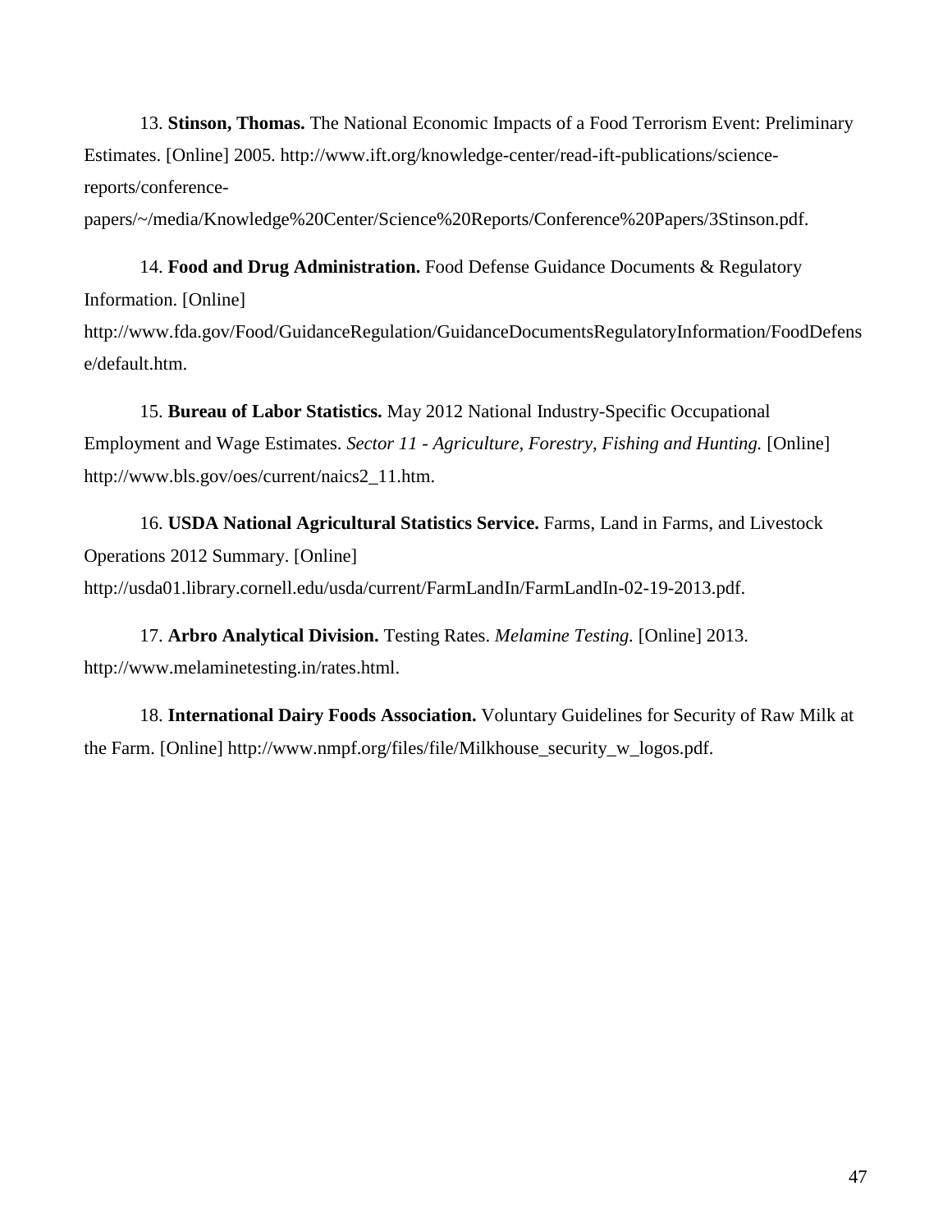13. **Stinson, Thomas.** The National Economic Impacts of a Food Terrorism Event: Preliminary Estimates. [Online] 2005. http://www.ift.org/knowledge-center/read-ift-publications/science-reports/conference-papers/~/media/Knowledge%20Center/Science%20Reports/Conference%20Papers/3Stinson.pdf.

14. **Food and Drug Administration.** Food Defense Guidance Documents & Regulatory Information. [Online] http://www.fda.gov/Food/GuidanceRegulation/GuidanceDocumentsRegulatoryInformation/FoodDefense/default.htm.

15. **Bureau of Labor Statistics.** May 2012 National Industry-Specific Occupational Employment and Wage Estimates. *Sector 11 - Agriculture, Forestry, Fishing and Hunting.* [Online] http://www.bls.gov/oes/current/naics2_11.htm.

16. **USDA National Agricultural Statistics Service.** Farms, Land in Farms, and Livestock Operations 2012 Summary. [Online] http://usda01.library.cornell.edu/usda/current/FarmLandIn/FarmLandIn-02-19-2013.pdf.

17. **Arbro Analytical Division.** Testing Rates. *Melamine Testing.* [Online] 2013. http://www.melaminetesting.in/rates.html.

18. **International Dairy Foods Association.** Voluntary Guidelines for Security of Raw Milk at the Farm. [Online] http://www.nmpf.org/files/file/Milkhouse_security_w_logos.pdf.